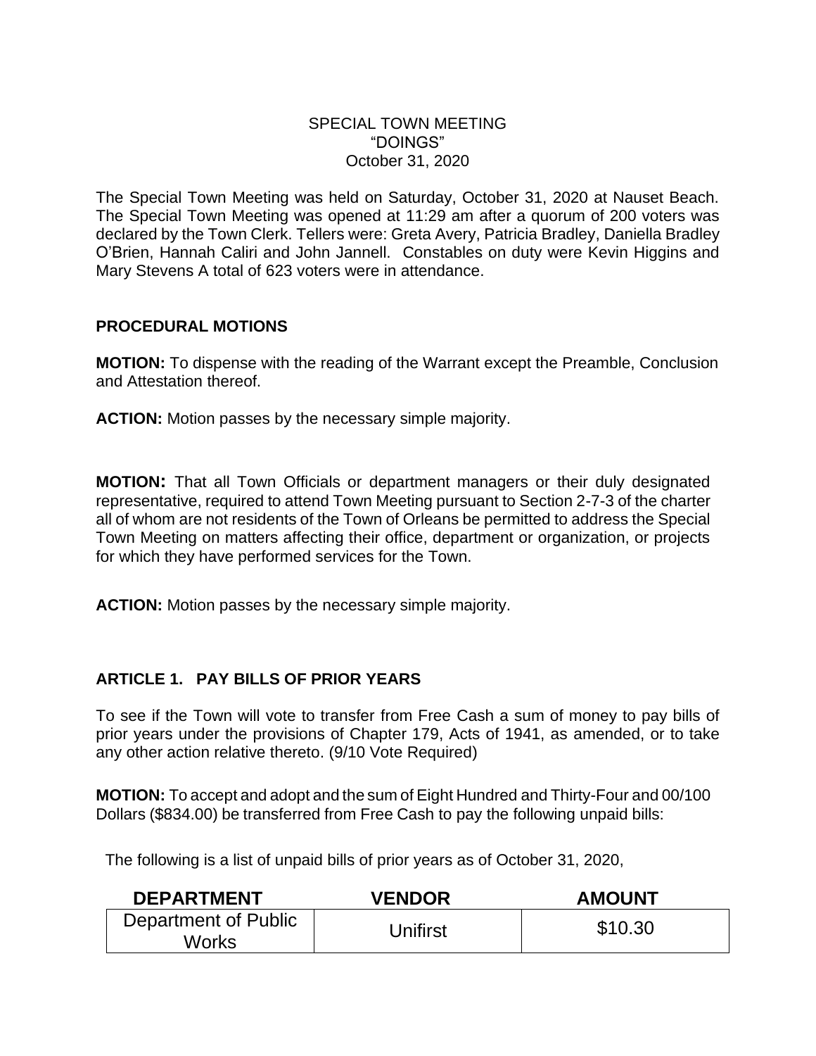SPECIAL TOWN MEETING
"DOINGS"
October 31, 2020

The Special Town Meeting was held on Saturday, October 31, 2020 at Nauset Beach. The Special Town Meeting was opened at 11:29 am after a quorum of 200 voters was declared by the Town Clerk. Tellers were: Greta Avery, Patricia Bradley, Daniella Bradley O'Brien, Hannah Caliri and John Jannell. Constables on duty were Kevin Higgins and Mary Stevens A total of 623 voters were in attendance.

## PROCEDURAL MOTIONS

**MOTION:** To dispense with the reading of the Warrant except the Preamble, Conclusion and Attestation thereof.

**ACTION:** Motion passes by the necessary simple majority.

**MOTION:** That all Town Officials or department managers or their duly designated representative, required to attend Town Meeting pursuant to Section 2-7-3 of the charter all of whom are not residents of the Town of Orleans be permitted to address the Special Town Meeting on matters affecting their office, department or organization, or projects for which they have performed services for the Town.

**ACTION:** Motion passes by the necessary simple majority.

## ARTICLE 1. PAY BILLS OF PRIOR YEARS

To see if the Town will vote to transfer from Free Cash a sum of money to pay bills of prior years under the provisions of Chapter 179, Acts of 1941, as amended, or to take any other action relative thereto. (9/10 Vote Required)

**MOTION:** To accept and adopt and the sum of Eight Hundred and Thirty-Four and 00/100 Dollars ($834.00) be transferred from Free Cash to pay the following unpaid bills:

The following is a list of unpaid bills of prior years as of October 31, 2020,

| DEPARTMENT | VENDOR | AMOUNT |
|---|---|---|
| Department of Public Works | Unifirst | $10.30 |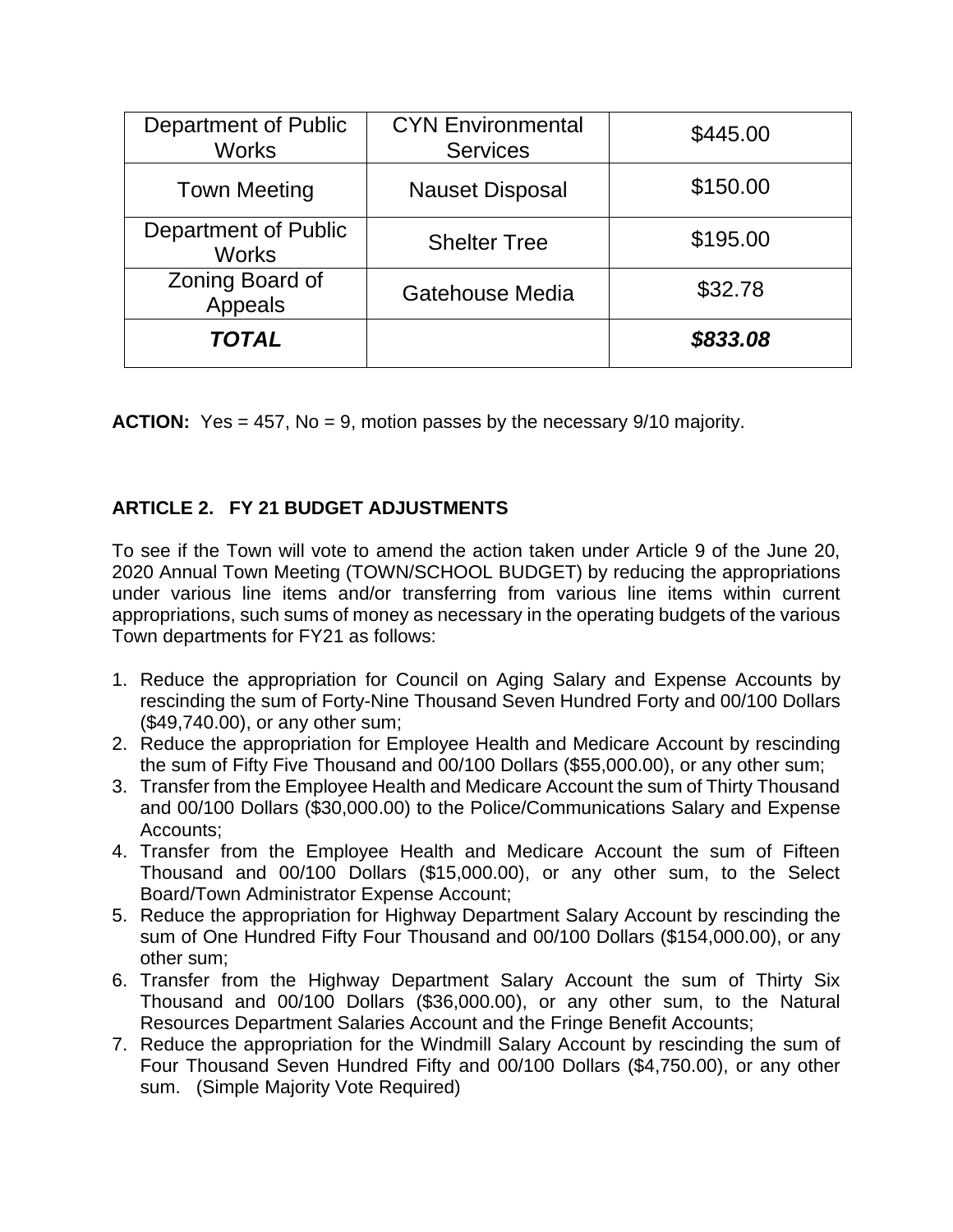| Department of Public Works | CYN Environmental Services | $445.00 |
|---|---|---|
| Town Meeting | Nauset Disposal | $150.00 |
| Department of Public Works | Shelter Tree | $195.00 |
| Zoning Board of Appeals | Gatehouse Media | $32.78 |
| ***TOTAL*** | | ***$833.08*** |

**ACTION:** Yes = 457, No = 9, motion passes by the necessary 9/10 majority.

**ARTICLE 2. FY 21 BUDGET ADJUSTMENTS**

To see if the Town will vote to amend the action taken under Article 9 of the June 20, 2020 Annual Town Meeting (TOWN/SCHOOL BUDGET) by reducing the appropriations under various line items and/or transferring from various line items within current appropriations, such sums of money as necessary in the operating budgets of the various Town departments for FY21 as follows:

1. Reduce the appropriation for Council on Aging Salary and Expense Accounts by rescinding the sum of Forty-Nine Thousand Seven Hundred Forty and 00/100 Dollars ($49,740.00), or any other sum;
2. Reduce the appropriation for Employee Health and Medicare Account by rescinding the sum of Fifty Five Thousand and 00/100 Dollars ($55,000.00), or any other sum;
3. Transfer from the Employee Health and Medicare Account the sum of Thirty Thousand and 00/100 Dollars ($30,000.00) to the Police/Communications Salary and Expense Accounts;
4. Transfer from the Employee Health and Medicare Account the sum of Fifteen Thousand and 00/100 Dollars ($15,000.00), or any other sum, to the Select Board/Town Administrator Expense Account;
5. Reduce the appropriation for Highway Department Salary Account by rescinding the sum of One Hundred Fifty Four Thousand and 00/100 Dollars ($154,000.00), or any other sum;
6. Transfer from the Highway Department Salary Account the sum of Thirty Six Thousand and 00/100 Dollars ($36,000.00), or any other sum, to the Natural Resources Department Salaries Account and the Fringe Benefit Accounts;
7. Reduce the appropriation for the Windmill Salary Account by rescinding the sum of Four Thousand Seven Hundred Fifty and 00/100 Dollars ($4,750.00), or any other sum. (Simple Majority Vote Required)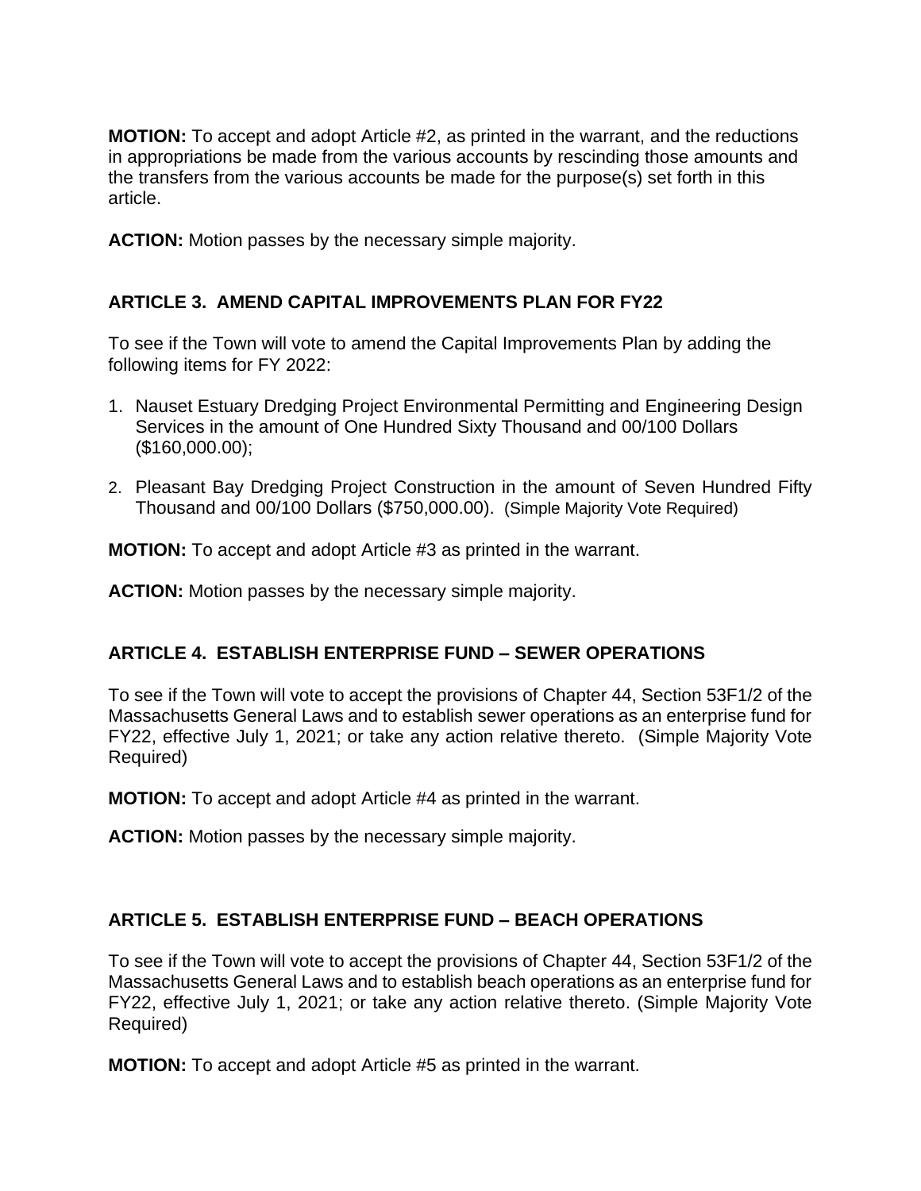**MOTION:** To accept and adopt Article #2, as printed in the warrant, and the reductions in appropriations be made from the various accounts by rescinding those amounts and the transfers from the various accounts be made for the purpose(s) set forth in this article.

**ACTION:** Motion passes by the necessary simple majority.

### ARTICLE 3. AMEND CAPITAL IMPROVEMENTS PLAN FOR FY22

To see if the Town will vote to amend the Capital Improvements Plan by adding the following items for FY 2022:

1. Nauset Estuary Dredging Project Environmental Permitting and Engineering Design Services in the amount of One Hundred Sixty Thousand and 00/100 Dollars ($160,000.00);
2. Pleasant Bay Dredging Project Construction in the amount of Seven Hundred Fifty Thousand and 00/100 Dollars ($750,000.00). (Simple Majority Vote Required)

**MOTION:** To accept and adopt Article #3 as printed in the warrant.

**ACTION:** Motion passes by the necessary simple majority.

### ARTICLE 4. ESTABLISH ENTERPRISE FUND – SEWER OPERATIONS

To see if the Town will vote to accept the provisions of Chapter 44, Section 53F1/2 of the Massachusetts General Laws and to establish sewer operations as an enterprise fund for FY22, effective July 1, 2021; or take any action relative thereto. (Simple Majority Vote Required)

**MOTION:** To accept and adopt Article #4 as printed in the warrant.

**ACTION:** Motion passes by the necessary simple majority.

### ARTICLE 5. ESTABLISH ENTERPRISE FUND – BEACH OPERATIONS

To see if the Town will vote to accept the provisions of Chapter 44, Section 53F1/2 of the Massachusetts General Laws and to establish beach operations as an enterprise fund for FY22, effective July 1, 2021; or take any action relative thereto. (Simple Majority Vote Required)

**MOTION:** To accept and adopt Article #5 as printed in the warrant.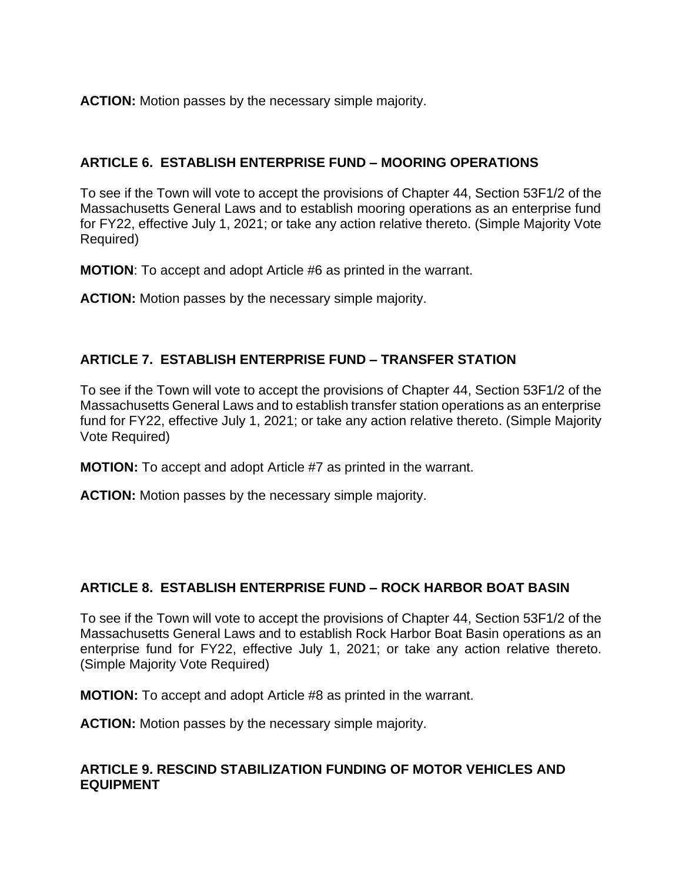**ACTION:** Motion passes by the necessary simple majority.

### ARTICLE 6. ESTABLISH ENTERPRISE FUND – MOORING OPERATIONS

To see if the Town will vote to accept the provisions of Chapter 44, Section 53F1/2 of the Massachusetts General Laws and to establish mooring operations as an enterprise fund for FY22, effective July 1, 2021; or take any action relative thereto. (Simple Majority Vote Required)

**MOTION**: To accept and adopt Article #6 as printed in the warrant.

**ACTION:** Motion passes by the necessary simple majority.

### ARTICLE 7. ESTABLISH ENTERPRISE FUND – TRANSFER STATION

To see if the Town will vote to accept the provisions of Chapter 44, Section 53F1/2 of the Massachusetts General Laws and to establish transfer station operations as an enterprise fund for FY22, effective July 1, 2021; or take any action relative thereto. (Simple Majority Vote Required)

**MOTION:** To accept and adopt Article #7 as printed in the warrant.

**ACTION:** Motion passes by the necessary simple majority.

### ARTICLE 8. ESTABLISH ENTERPRISE FUND – ROCK HARBOR BOAT BASIN

To see if the Town will vote to accept the provisions of Chapter 44, Section 53F1/2 of the Massachusetts General Laws and to establish Rock Harbor Boat Basin operations as an enterprise fund for FY22, effective July 1, 2021; or take any action relative thereto. (Simple Majority Vote Required)

**MOTION:** To accept and adopt Article #8 as printed in the warrant.

**ACTION:** Motion passes by the necessary simple majority.

### ARTICLE 9. RESCIND STABILIZATION FUNDING OF MOTOR VEHICLES AND EQUIPMENT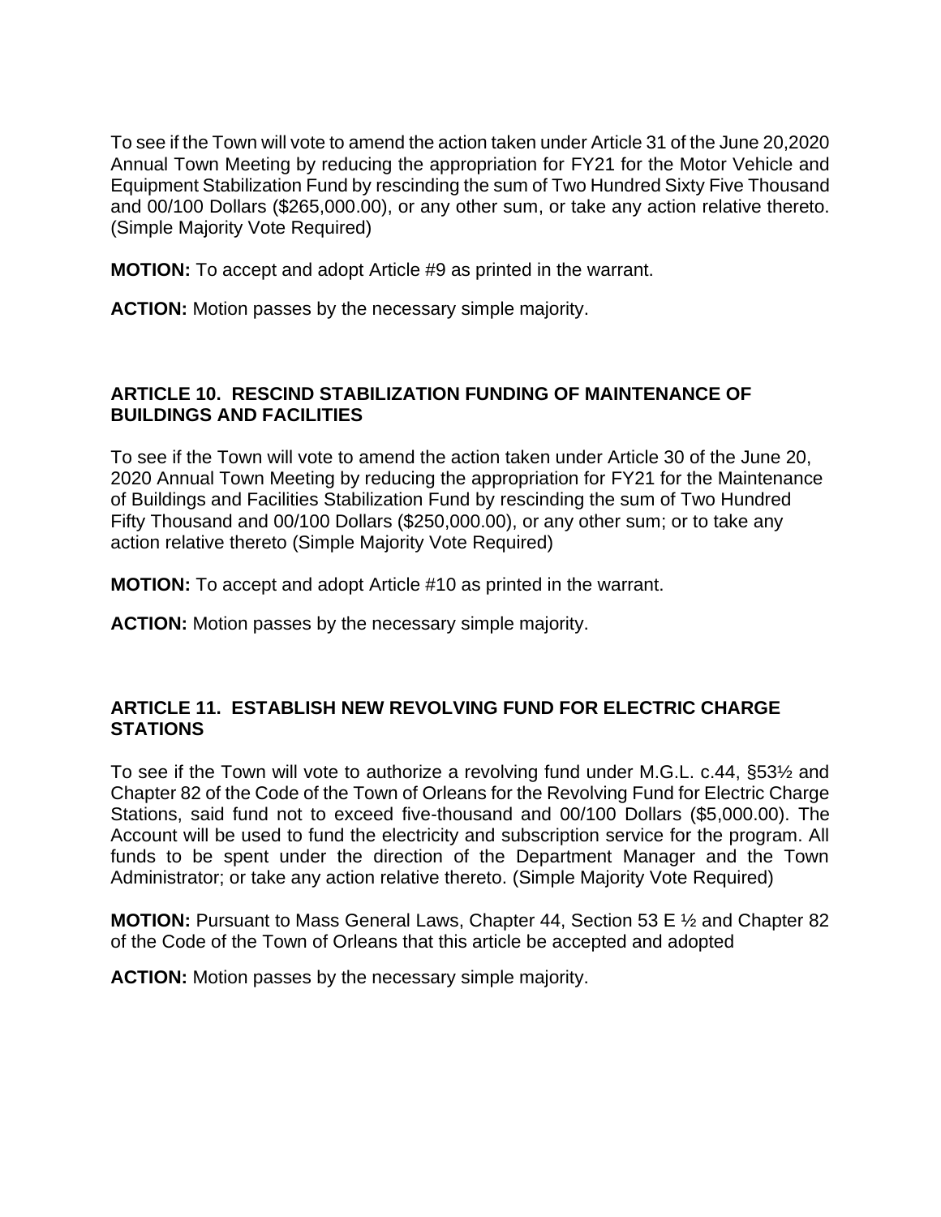To see if the Town will vote to amend the action taken under Article 31 of the June 20,2020 Annual Town Meeting by reducing the appropriation for FY21 for the Motor Vehicle and Equipment Stabilization Fund by rescinding the sum of Two Hundred Sixty Five Thousand and 00/100 Dollars ($265,000.00), or any other sum, or take any action relative thereto. (Simple Majority Vote Required)

**MOTION:** To accept and adopt Article #9 as printed in the warrant.

**ACTION:** Motion passes by the necessary simple majority.

### ARTICLE 10. RESCIND STABILIZATION FUNDING OF MAINTENANCE OF BUILDINGS AND FACILITIES

To see if the Town will vote to amend the action taken under Article 30 of the June 20, 2020 Annual Town Meeting by reducing the appropriation for FY21 for the Maintenance of Buildings and Facilities Stabilization Fund by rescinding the sum of Two Hundred Fifty Thousand and 00/100 Dollars ($250,000.00), or any other sum; or to take any action relative thereto (Simple Majority Vote Required)

**MOTION:** To accept and adopt Article #10 as printed in the warrant.

**ACTION:** Motion passes by the necessary simple majority.

### ARTICLE 11. ESTABLISH NEW REVOLVING FUND FOR ELECTRIC CHARGE STATIONS

To see if the Town will vote to authorize a revolving fund under M.G.L. c.44, §53½ and Chapter 82 of the Code of the Town of Orleans for the Revolving Fund for Electric Charge Stations, said fund not to exceed five-thousand and 00/100 Dollars ($5,000.00). The Account will be used to fund the electricity and subscription service for the program. All funds to be spent under the direction of the Department Manager and the Town Administrator; or take any action relative thereto. (Simple Majority Vote Required)

**MOTION:** Pursuant to Mass General Laws, Chapter 44, Section 53 E ½ and Chapter 82 of the Code of the Town of Orleans that this article be accepted and adopted

**ACTION:** Motion passes by the necessary simple majority.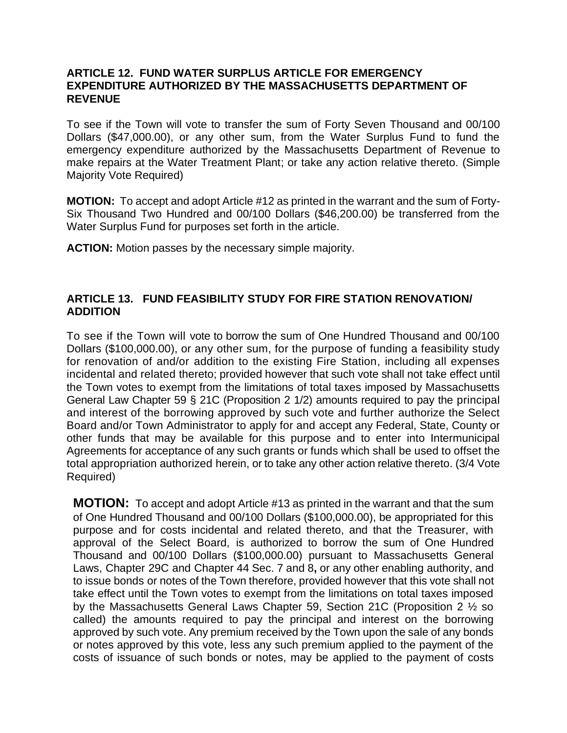### ARTICLE 12. FUND WATER SURPLUS ARTICLE FOR EMERGENCY EXPENDITURE AUTHORIZED BY THE MASSACHUSETTS DEPARTMENT OF REVENUE

To see if the Town will vote to transfer the sum of Forty Seven Thousand and 00/100 Dollars ($47,000.00), or any other sum, from the Water Surplus Fund to fund the emergency expenditure authorized by the Massachusetts Department of Revenue to make repairs at the Water Treatment Plant; or take any action relative thereto. (Simple Majority Vote Required)

**MOTION:** To accept and adopt Article #12 as printed in the warrant and the sum of Forty-Six Thousand Two Hundred and 00/100 Dollars ($46,200.00) be transferred from the Water Surplus Fund for purposes set forth in the article.

**ACTION:** Motion passes by the necessary simple majority.

### ARTICLE 13. FUND FEASIBILITY STUDY FOR FIRE STATION RENOVATION/ ADDITION

To see if the Town will vote to borrow the sum of One Hundred Thousand and 00/100 Dollars ($100,000.00), or any other sum, for the purpose of funding a feasibility study for renovation of and/or addition to the existing Fire Station, including all expenses incidental and related thereto; provided however that such vote shall not take effect until the Town votes to exempt from the limitations of total taxes imposed by Massachusetts General Law Chapter 59 § 21C (Proposition 2 1/2) amounts required to pay the principal and interest of the borrowing approved by such vote and further authorize the Select Board and/or Town Administrator to apply for and accept any Federal, State, County or other funds that may be available for this purpose and to enter into Intermunicipal Agreements for acceptance of any such grants or funds which shall be used to offset the total appropriation authorized herein, or to take any other action relative thereto. (3/4 Vote Required)

**MOTION:** To accept and adopt Article #13 as printed in the warrant and that the sum of One Hundred Thousand and 00/100 Dollars ($100,000.00), be appropriated for this purpose and for costs incidental and related thereto, and that the Treasurer, with approval of the Select Board, is authorized to borrow the sum of One Hundred Thousand and 00/100 Dollars ($100,000.00) pursuant to Massachusetts General Laws, Chapter 29C and Chapter 44 Sec. 7 and 8**,** or any other enabling authority, and to issue bonds or notes of the Town therefore, provided however that this vote shall not take effect until the Town votes to exempt from the limitations on total taxes imposed by the Massachusetts General Laws Chapter 59, Section 21C (Proposition 2 ½ so called) the amounts required to pay the principal and interest on the borrowing approved by such vote. Any premium received by the Town upon the sale of any bonds or notes approved by this vote, less any such premium applied to the payment of the costs of issuance of such bonds or notes, may be applied to the payment of costs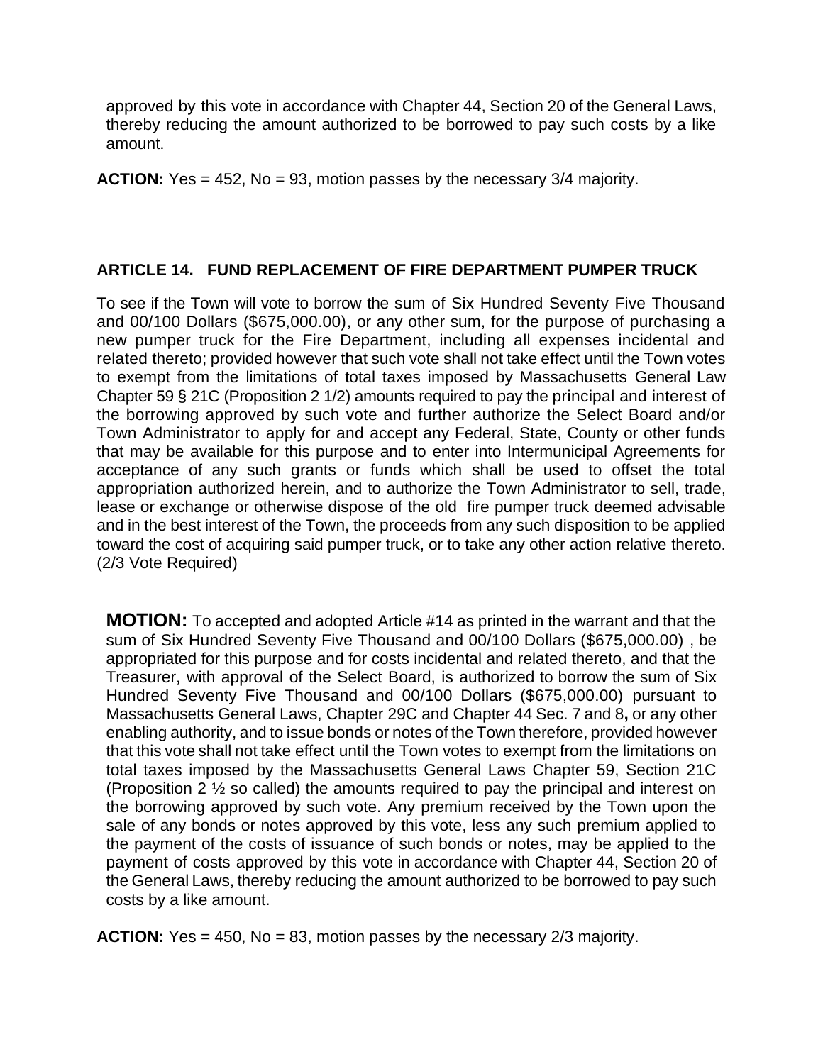approved by this vote in accordance with Chapter 44, Section 20 of the General Laws, thereby reducing the amount authorized to be borrowed to pay such costs by a like amount.

**ACTION:** Yes = 452, No = 93, motion passes by the necessary 3/4 majority.

### ARTICLE 14. FUND REPLACEMENT OF FIRE DEPARTMENT PUMPER TRUCK

To see if the Town will vote to borrow the sum of Six Hundred Seventy Five Thousand and 00/100 Dollars ($675,000.00), or any other sum, for the purpose of purchasing a new pumper truck for the Fire Department, including all expenses incidental and related thereto; provided however that such vote shall not take effect until the Town votes to exempt from the limitations of total taxes imposed by Massachusetts General Law Chapter 59 § 21C (Proposition 2 1/2) amounts required to pay the principal and interest of the borrowing approved by such vote and further authorize the Select Board and/or Town Administrator to apply for and accept any Federal, State, County or other funds that may be available for this purpose and to enter into Intermunicipal Agreements for acceptance of any such grants or funds which shall be used to offset the total appropriation authorized herein, and to authorize the Town Administrator to sell, trade, lease or exchange or otherwise dispose of the old fire pumper truck deemed advisable and in the best interest of the Town, the proceeds from any such disposition to be applied toward the cost of acquiring said pumper truck, or to take any other action relative thereto. (2/3 Vote Required)

**MOTION:** To accepted and adopted Article #14 as printed in the warrant and that the sum of Six Hundred Seventy Five Thousand and 00/100 Dollars ($675,000.00) , be appropriated for this purpose and for costs incidental and related thereto, and that the Treasurer, with approval of the Select Board, is authorized to borrow the sum of Six Hundred Seventy Five Thousand and 00/100 Dollars ($675,000.00) pursuant to Massachusetts General Laws, Chapter 29C and Chapter 44 Sec. 7 and 8**,** or any other enabling authority, and to issue bonds or notes of the Town therefore, provided however that this vote shall not take effect until the Town votes to exempt from the limitations on total taxes imposed by the Massachusetts General Laws Chapter 59, Section 21C (Proposition 2 ½ so called) the amounts required to pay the principal and interest on the borrowing approved by such vote. Any premium received by the Town upon the sale of any bonds or notes approved by this vote, less any such premium applied to the payment of the costs of issuance of such bonds or notes, may be applied to the payment of costs approved by this vote in accordance with Chapter 44, Section 20 of the General Laws, thereby reducing the amount authorized to be borrowed to pay such costs by a like amount.

**ACTION:** Yes = 450, No = 83, motion passes by the necessary 2/3 majority.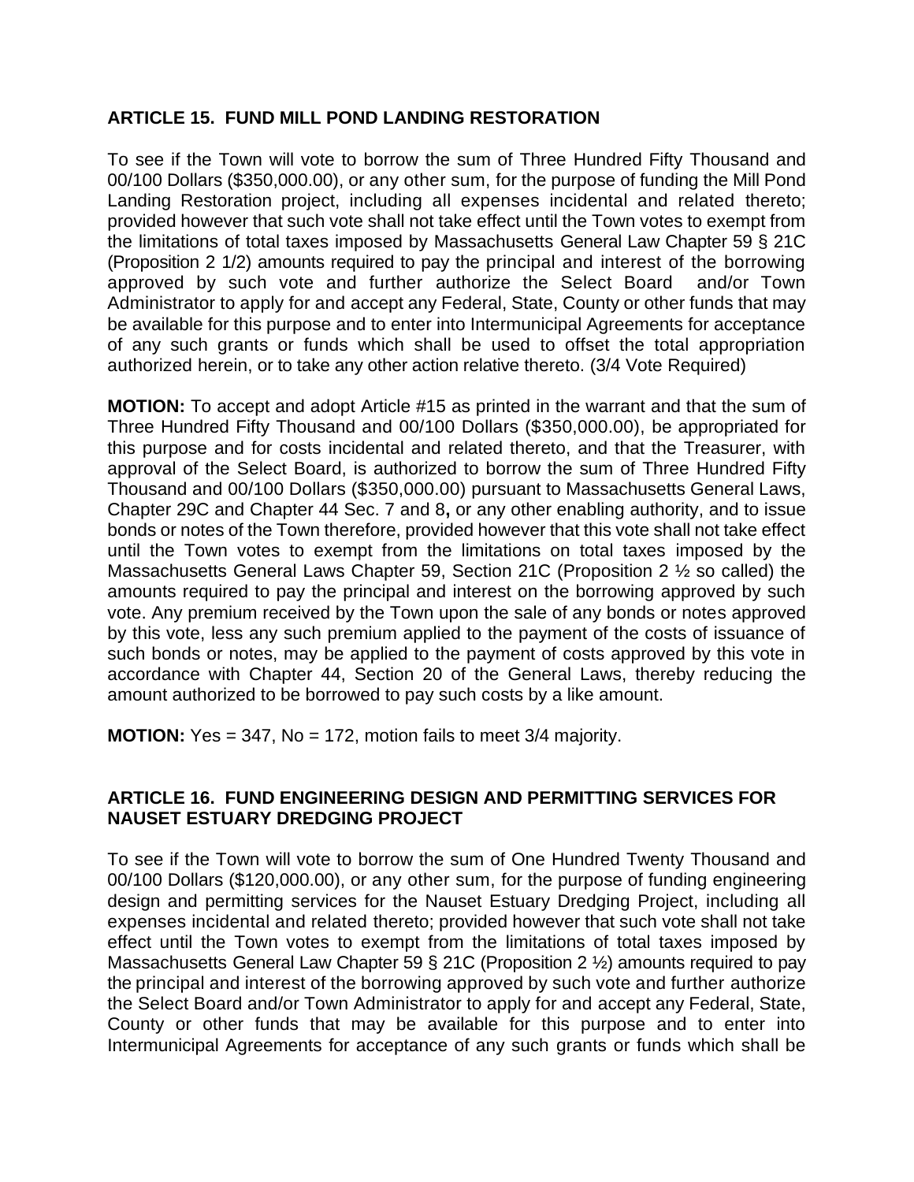**ARTICLE 15. FUND MILL POND LANDING RESTORATION**

To see if the Town will vote to borrow the sum of Three Hundred Fifty Thousand and 00/100 Dollars ($350,000.00), or any other sum, for the purpose of funding the Mill Pond Landing Restoration project, including all expenses incidental and related thereto; provided however that such vote shall not take effect until the Town votes to exempt from the limitations of total taxes imposed by Massachusetts General Law Chapter 59 § 21C (Proposition 2 1/2) amounts required to pay the principal and interest of the borrowing approved by such vote and further authorize the Select Board and/or Town Administrator to apply for and accept any Federal, State, County or other funds that may be available for this purpose and to enter into Intermunicipal Agreements for acceptance of any such grants or funds which shall be used to offset the total appropriation authorized herein, or to take any other action relative thereto. (3/4 Vote Required)

**MOTION:** To accept and adopt Article #15 as printed in the warrant and that the sum of Three Hundred Fifty Thousand and 00/100 Dollars ($350,000.00), be appropriated for this purpose and for costs incidental and related thereto, and that the Treasurer, with approval of the Select Board, is authorized to borrow the sum of Three Hundred Fifty Thousand and 00/100 Dollars ($350,000.00) pursuant to Massachusetts General Laws, Chapter 29C and Chapter 44 Sec. 7 and 8**,** or any other enabling authority, and to issue bonds or notes of the Town therefore, provided however that this vote shall not take effect until the Town votes to exempt from the limitations on total taxes imposed by the Massachusetts General Laws Chapter 59, Section 21C (Proposition 2 ½ so called) the amounts required to pay the principal and interest on the borrowing approved by such vote. Any premium received by the Town upon the sale of any bonds or notes approved by this vote, less any such premium applied to the payment of the costs of issuance of such bonds or notes, may be applied to the payment of costs approved by this vote in accordance with Chapter 44, Section 20 of the General Laws, thereby reducing the amount authorized to be borrowed to pay such costs by a like amount.

**MOTION:** Yes = 347, No = 172, motion fails to meet 3/4 majority.

**ARTICLE 16. FUND ENGINEERING DESIGN AND PERMITTING SERVICES FOR NAUSET ESTUARY DREDGING PROJECT**

To see if the Town will vote to borrow the sum of One Hundred Twenty Thousand and 00/100 Dollars ($120,000.00), or any other sum, for the purpose of funding engineering design and permitting services for the Nauset Estuary Dredging Project, including all expenses incidental and related thereto; provided however that such vote shall not take effect until the Town votes to exempt from the limitations of total taxes imposed by Massachusetts General Law Chapter 59 § 21C (Proposition 2 ½) amounts required to pay the principal and interest of the borrowing approved by such vote and further authorize the Select Board and/or Town Administrator to apply for and accept any Federal, State, County or other funds that may be available for this purpose and to enter into Intermunicipal Agreements for acceptance of any such grants or funds which shall be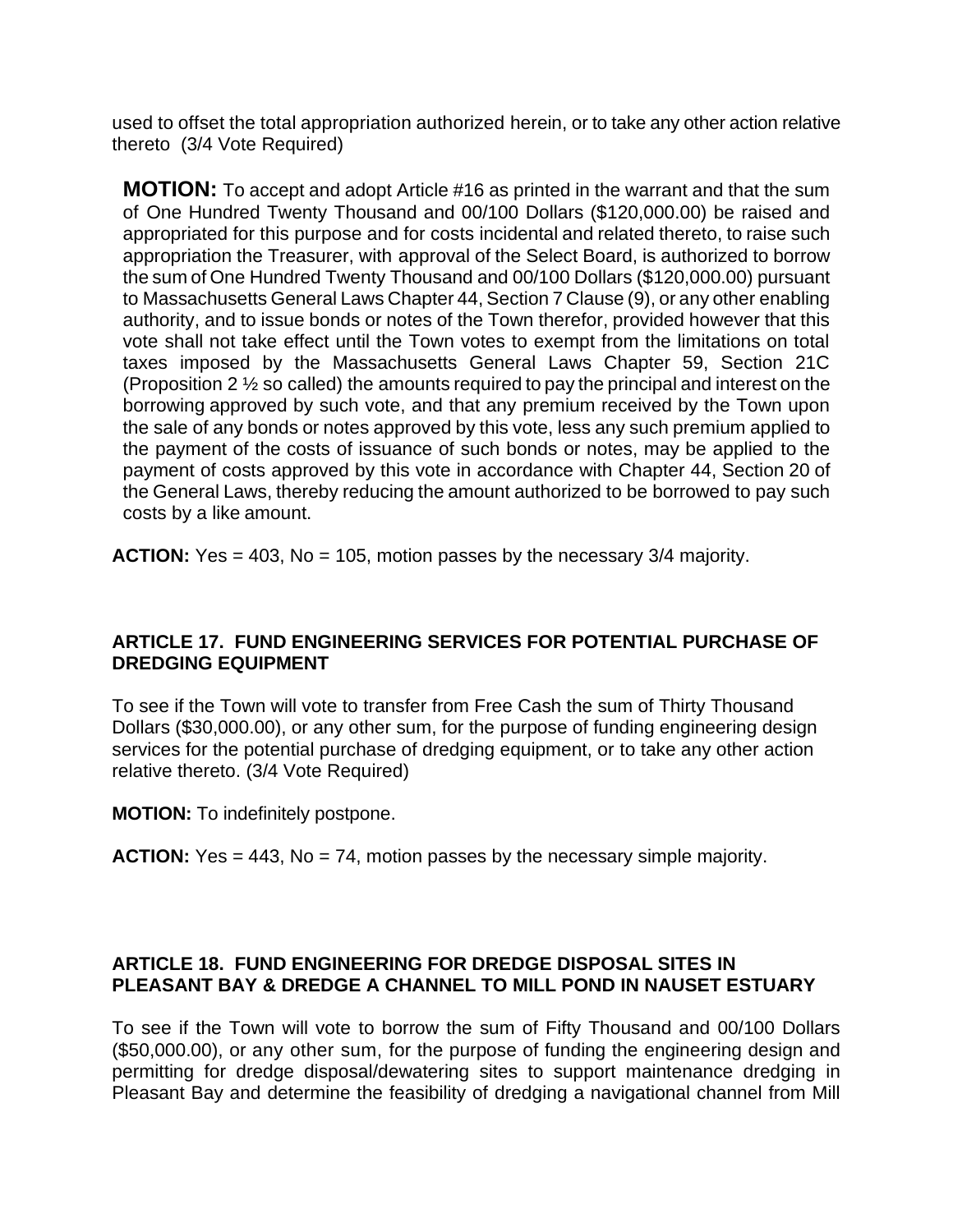used to offset the total appropriation authorized herein, or to take any other action relative thereto (3/4 Vote Required)

**MOTION:** To accept and adopt Article #16 as printed in the warrant and that the sum of One Hundred Twenty Thousand and 00/100 Dollars ($120,000.00) be raised and appropriated for this purpose and for costs incidental and related thereto, to raise such appropriation the Treasurer, with approval of the Select Board, is authorized to borrow the sum of One Hundred Twenty Thousand and 00/100 Dollars ($120,000.00) pursuant to Massachusetts General Laws Chapter 44, Section 7 Clause (9), or any other enabling authority, and to issue bonds or notes of the Town therefor, provided however that this vote shall not take effect until the Town votes to exempt from the limitations on total taxes imposed by the Massachusetts General Laws Chapter 59, Section 21C (Proposition 2 ½ so called) the amounts required to pay the principal and interest on the borrowing approved by such vote, and that any premium received by the Town upon the sale of any bonds or notes approved by this vote, less any such premium applied to the payment of the costs of issuance of such bonds or notes, may be applied to the payment of costs approved by this vote in accordance with Chapter 44, Section 20 of the General Laws, thereby reducing the amount authorized to be borrowed to pay such costs by a like amount.

**ACTION:** Yes = 403, No = 105, motion passes by the necessary 3/4 majority.

### ARTICLE 17. FUND ENGINEERING SERVICES FOR POTENTIAL PURCHASE OF DREDGING EQUIPMENT

To see if the Town will vote to transfer from Free Cash the sum of Thirty Thousand Dollars ($30,000.00), or any other sum, for the purpose of funding engineering design services for the potential purchase of dredging equipment, or to take any other action relative thereto. (3/4 Vote Required)

**MOTION:** To indefinitely postpone.

**ACTION:** Yes = 443, No = 74, motion passes by the necessary simple majority.

### ARTICLE 18. FUND ENGINEERING FOR DREDGE DISPOSAL SITES IN PLEASANT BAY & DREDGE A CHANNEL TO MILL POND IN NAUSET ESTUARY

To see if the Town will vote to borrow the sum of Fifty Thousand and 00/100 Dollars ($50,000.00), or any other sum, for the purpose of funding the engineering design and permitting for dredge disposal/dewatering sites to support maintenance dredging in Pleasant Bay and determine the feasibility of dredging a navigational channel from Mill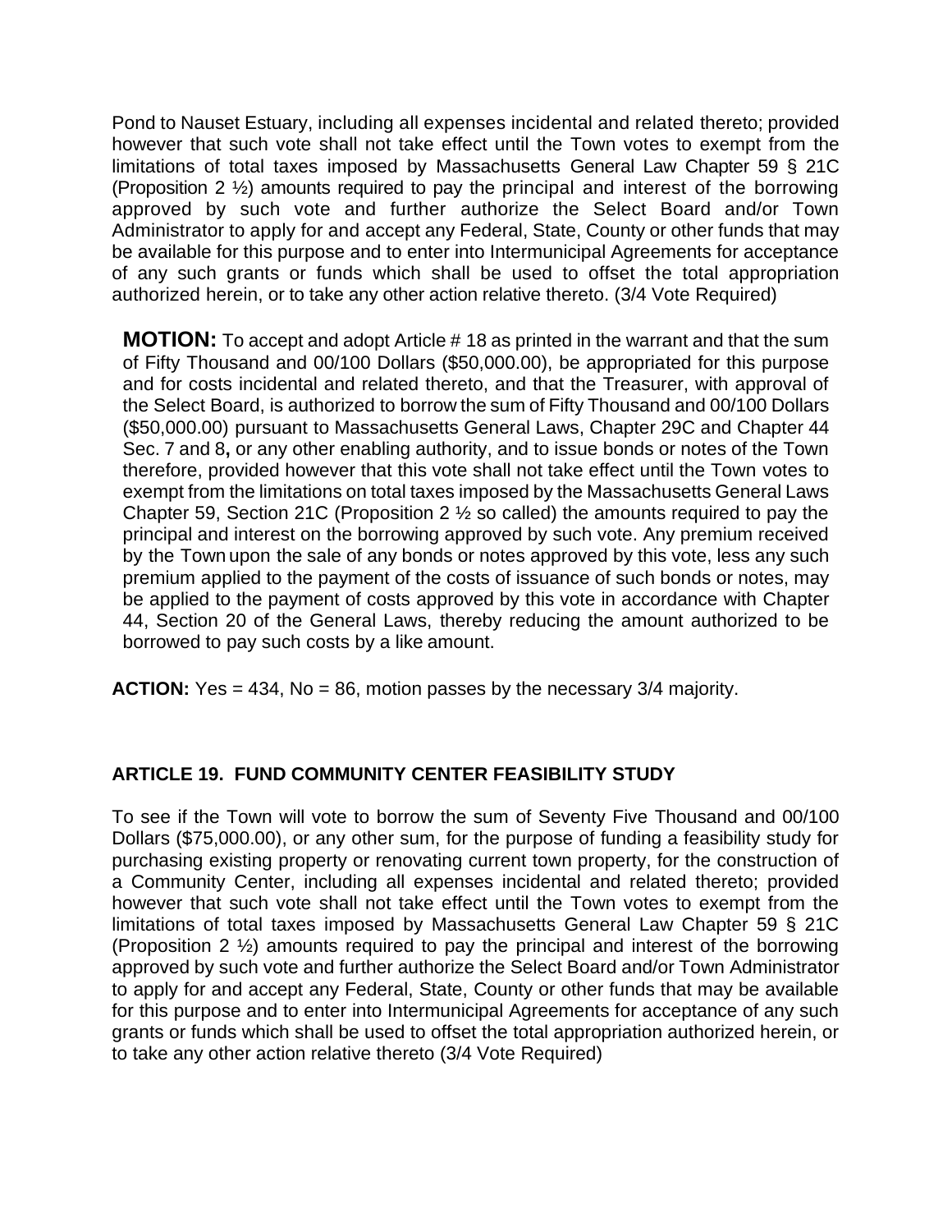Pond to Nauset Estuary, including all expenses incidental and related thereto; provided however that such vote shall not take effect until the Town votes to exempt from the limitations of total taxes imposed by Massachusetts General Law Chapter 59 § 21C (Proposition 2 ½) amounts required to pay the principal and interest of the borrowing approved by such vote and further authorize the Select Board and/or Town Administrator to apply for and accept any Federal, State, County or other funds that may be available for this purpose and to enter into Intermunicipal Agreements for acceptance of any such grants or funds which shall be used to offset the total appropriation authorized herein, or to take any other action relative thereto. (3/4 Vote Required)

**MOTION:** To accept and adopt Article # 18 as printed in the warrant and that the sum of Fifty Thousand and 00/100 Dollars ($50,000.00), be appropriated for this purpose and for costs incidental and related thereto, and that the Treasurer, with approval of the Select Board, is authorized to borrow the sum of Fifty Thousand and 00/100 Dollars ($50,000.00) pursuant to Massachusetts General Laws, Chapter 29C and Chapter 44 Sec. 7 and 8**,** or any other enabling authority, and to issue bonds or notes of the Town therefore, provided however that this vote shall not take effect until the Town votes to exempt from the limitations on total taxes imposed by the Massachusetts General Laws Chapter 59, Section 21C (Proposition 2 ½ so called) the amounts required to pay the principal and interest on the borrowing approved by such vote. Any premium received by the Town upon the sale of any bonds or notes approved by this vote, less any such premium applied to the payment of the costs of issuance of such bonds or notes, may be applied to the payment of costs approved by this vote in accordance with Chapter 44, Section 20 of the General Laws, thereby reducing the amount authorized to be borrowed to pay such costs by a like amount.

**ACTION:** Yes = 434, No = 86, motion passes by the necessary 3/4 majority.

### ARTICLE 19. FUND COMMUNITY CENTER FEASIBILITY STUDY

To see if the Town will vote to borrow the sum of Seventy Five Thousand and 00/100 Dollars ($75,000.00), or any other sum, for the purpose of funding a feasibility study for purchasing existing property or renovating current town property, for the construction of a Community Center, including all expenses incidental and related thereto; provided however that such vote shall not take effect until the Town votes to exempt from the limitations of total taxes imposed by Massachusetts General Law Chapter 59 § 21C (Proposition 2 ½) amounts required to pay the principal and interest of the borrowing approved by such vote and further authorize the Select Board and/or Town Administrator to apply for and accept any Federal, State, County or other funds that may be available for this purpose and to enter into Intermunicipal Agreements for acceptance of any such grants or funds which shall be used to offset the total appropriation authorized herein, or to take any other action relative thereto (3/4 Vote Required)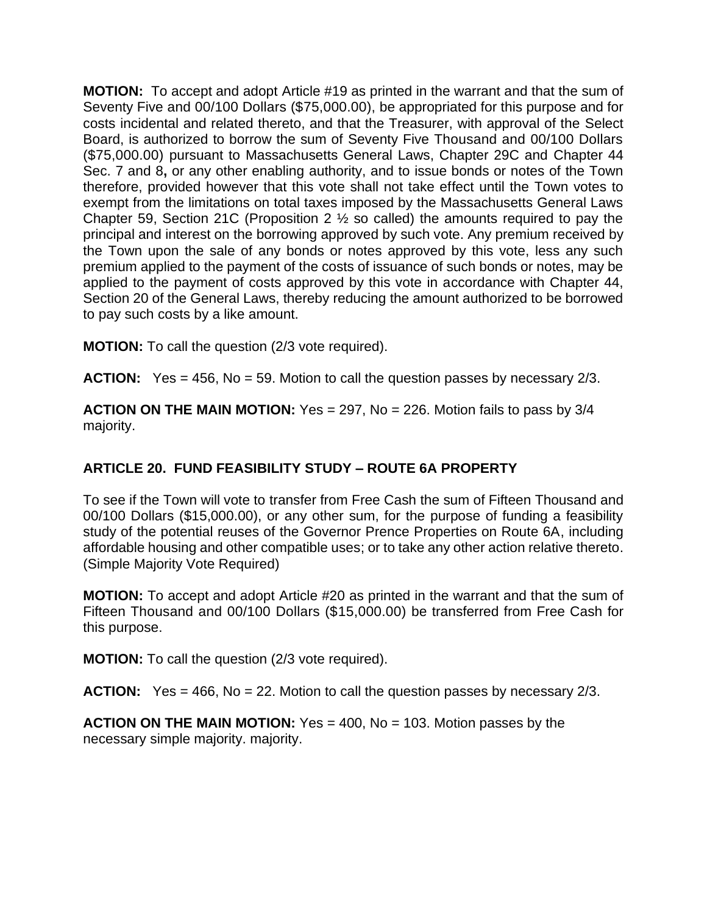**MOTION:** To accept and adopt Article #19 as printed in the warrant and that the sum of Seventy Five and 00/100 Dollars ($75,000.00), be appropriated for this purpose and for costs incidental and related thereto, and that the Treasurer, with approval of the Select Board, is authorized to borrow the sum of Seventy Five Thousand and 00/100 Dollars ($75,000.00) pursuant to Massachusetts General Laws, Chapter 29C and Chapter 44 Sec. 7 and 8**,** or any other enabling authority, and to issue bonds or notes of the Town therefore, provided however that this vote shall not take effect until the Town votes to exempt from the limitations on total taxes imposed by the Massachusetts General Laws Chapter 59, Section 21C (Proposition 2 ½ so called) the amounts required to pay the principal and interest on the borrowing approved by such vote. Any premium received by the Town upon the sale of any bonds or notes approved by this vote, less any such premium applied to the payment of the costs of issuance of such bonds or notes, may be applied to the payment of costs approved by this vote in accordance with Chapter 44, Section 20 of the General Laws, thereby reducing the amount authorized to be borrowed to pay such costs by a like amount.

**MOTION:** To call the question (2/3 vote required).

**ACTION:** Yes = 456, No = 59. Motion to call the question passes by necessary 2/3.

**ACTION ON THE MAIN MOTION:** Yes = 297, No = 226. Motion fails to pass by 3/4 majority.

## ARTICLE 20. FUND FEASIBILITY STUDY – ROUTE 6A PROPERTY

To see if the Town will vote to transfer from Free Cash the sum of Fifteen Thousand and 00/100 Dollars ($15,000.00), or any other sum, for the purpose of funding a feasibility study of the potential reuses of the Governor Prence Properties on Route 6A, including affordable housing and other compatible uses; or to take any other action relative thereto. (Simple Majority Vote Required)

**MOTION:** To accept and adopt Article #20 as printed in the warrant and that the sum of Fifteen Thousand and 00/100 Dollars ($15,000.00) be transferred from Free Cash for this purpose.

**MOTION:** To call the question (2/3 vote required).

**ACTION:** Yes = 466, No = 22. Motion to call the question passes by necessary 2/3.

**ACTION ON THE MAIN MOTION:** Yes = 400, No = 103. Motion passes by the necessary simple majority. majority.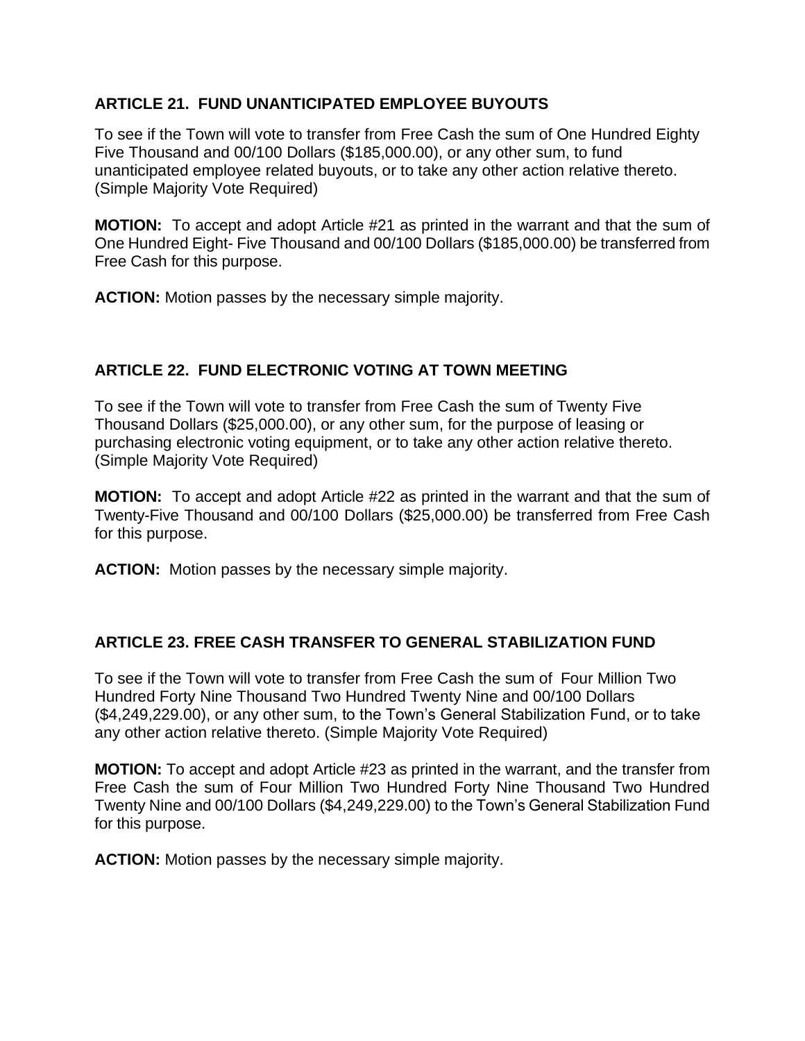**ARTICLE 21. FUND UNANTICIPATED EMPLOYEE BUYOUTS**

To see if the Town will vote to transfer from Free Cash the sum of One Hundred Eighty Five Thousand and 00/100 Dollars ($185,000.00), or any other sum, to fund unanticipated employee related buyouts, or to take any other action relative thereto. (Simple Majority Vote Required)

**MOTION:** To accept and adopt Article #21 as printed in the warrant and that the sum of One Hundred Eight- Five Thousand and 00/100 Dollars ($185,000.00) be transferred from Free Cash for this purpose.

**ACTION:** Motion passes by the necessary simple majority.

**ARTICLE 22. FUND ELECTRONIC VOTING AT TOWN MEETING**

To see if the Town will vote to transfer from Free Cash the sum of Twenty Five Thousand Dollars ($25,000.00), or any other sum, for the purpose of leasing or purchasing electronic voting equipment, or to take any other action relative thereto. (Simple Majority Vote Required)

**MOTION:** To accept and adopt Article #22 as printed in the warrant and that the sum of Twenty-Five Thousand and 00/100 Dollars ($25,000.00) be transferred from Free Cash for this purpose.

**ACTION:** Motion passes by the necessary simple majority.

**ARTICLE 23. FREE CASH TRANSFER TO GENERAL STABILIZATION FUND**

To see if the Town will vote to transfer from Free Cash the sum of Four Million Two Hundred Forty Nine Thousand Two Hundred Twenty Nine and 00/100 Dollars ($4,249,229.00), or any other sum, to the Town's General Stabilization Fund, or to take any other action relative thereto. (Simple Majority Vote Required)

**MOTION:** To accept and adopt Article #23 as printed in the warrant, and the transfer from Free Cash the sum of Four Million Two Hundred Forty Nine Thousand Two Hundred Twenty Nine and 00/100 Dollars ($4,249,229.00) to the Town's General Stabilization Fund for this purpose.

**ACTION:** Motion passes by the necessary simple majority.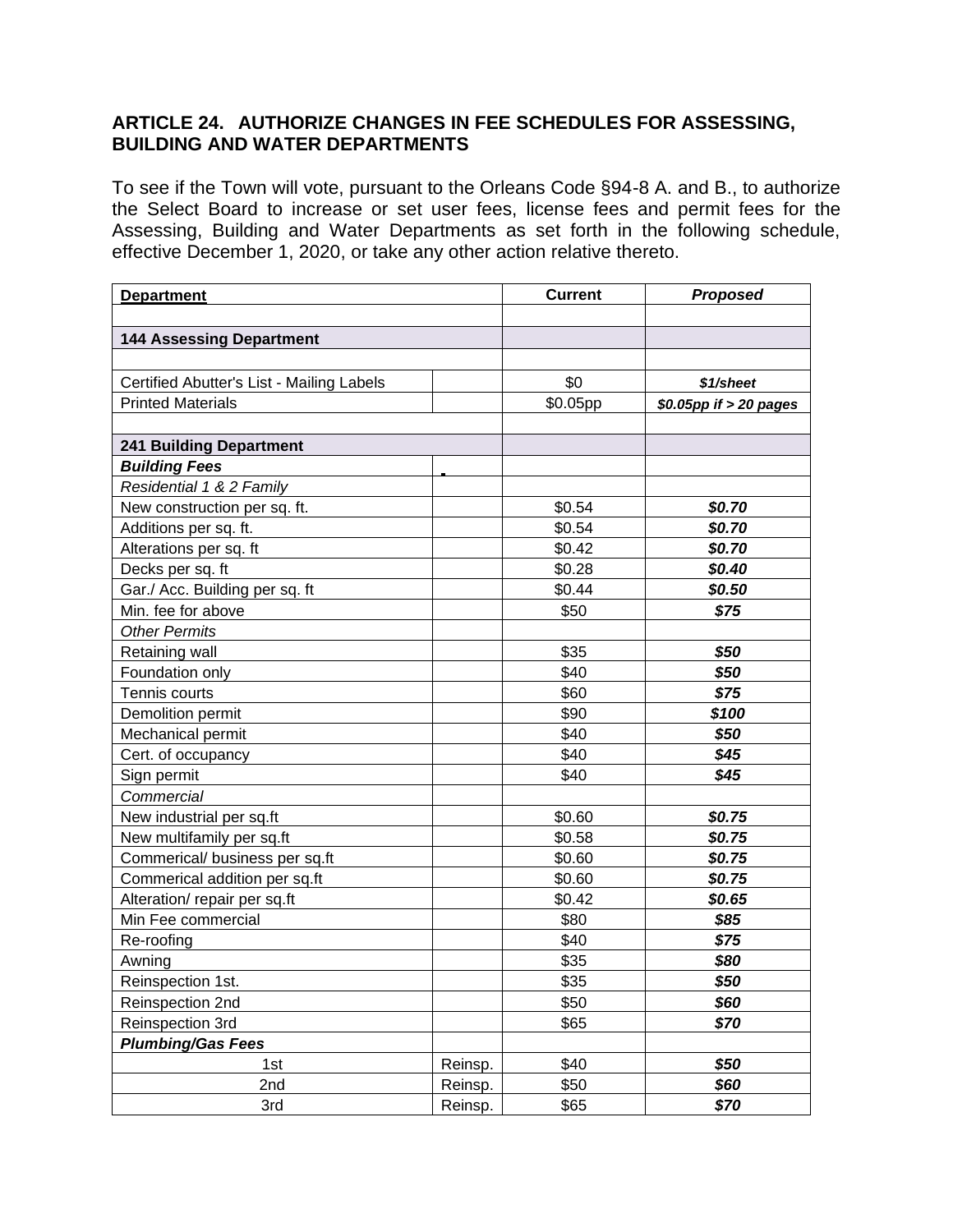## ARTICLE 24. AUTHORIZE CHANGES IN FEE SCHEDULES FOR ASSESSING, BUILDING AND WATER DEPARTMENTS

To see if the Town will vote, pursuant to the Orleans Code §94-8 A. and B., to authorize the Select Board to increase or set user fees, license fees and permit fees for the Assessing, Building and Water Departments as set forth in the following schedule, effective December 1, 2020, or take any other action relative thereto.

| **Department** | | **Current** | ***Proposed*** |
|---|---|---|---|
| | | | |
| **144 Assessing Department** | | | |
| | | | |
| Certified Abutter's List - Mailing Labels | | $0 | ***$1/sheet*** |
| Printed Materials | | $0.05pp | ***$0.05pp if > 20 pages*** |
| | | | |
| **241 Building Department** | | | |
| ***Building Fees*** | | | |
| *Residential 1 & 2 Family* | | | |
| New construction per sq. ft. | | $0.54 | ***$0.70*** |
| Additions per sq. ft. | | $0.54 | ***$0.70*** |
| Alterations per sq. ft | | $0.42 | ***$0.70*** |
| Decks per sq. ft | | $0.28 | ***$0.40*** |
| Gar./ Acc. Building per sq. ft | | $0.44 | ***$0.50*** |
| Min. fee for above | | $50 | ***$75*** |
| *Other Permits* | | | |
| Retaining wall | | $35 | ***$50*** |
| Foundation only | | $40 | ***$50*** |
| Tennis courts | | $60 | ***$75*** |
| Demolition permit | | $90 | ***$100*** |
| Mechanical permit | | $40 | ***$50*** |
| Cert. of occupancy | | $40 | ***$45*** |
| Sign permit | | $40 | ***$45*** |
| *Commercial* | | | |
| New industrial per sq.ft | | $0.60 | ***$0.75*** |
| New multifamily per sq.ft | | $0.58 | ***$0.75*** |
| Commerical/ business per sq.ft | | $0.60 | ***$0.75*** |
| Commerical addition per sq.ft | | $0.60 | ***$0.75*** |
| Alteration/ repair per sq.ft | | $0.42 | ***$0.65*** |
| Min Fee commercial | | $80 | ***$85*** |
| Re-roofing | | $40 | ***$75*** |
| Awning | | $35 | ***$80*** |
| Reinspection 1st. | | $35 | ***$50*** |
| Reinspection 2nd | | $50 | ***$60*** |
| Reinspection 3rd | | $65 | ***$70*** |
| ***Plumbing/Gas Fees*** | | | |
| 1st | Reinsp. | $40 | ***$50*** |
| 2nd | Reinsp. | $50 | ***$60*** |
| 3rd | Reinsp. | $65 | ***$70*** |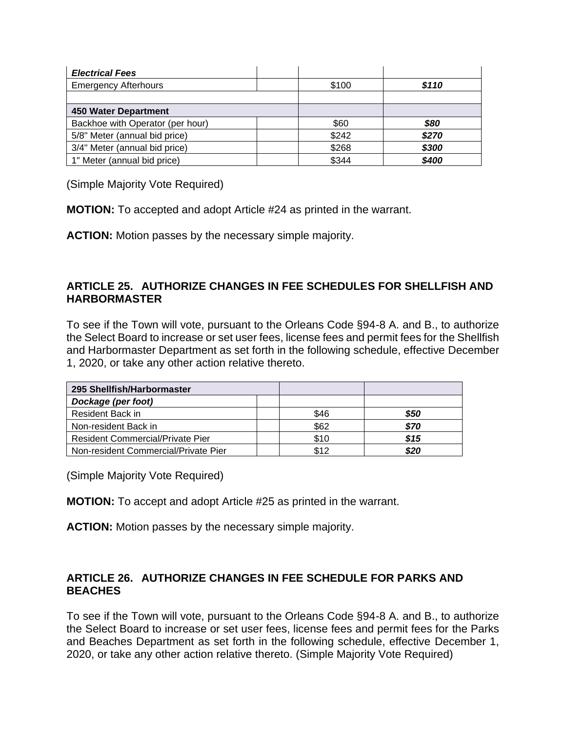| | | | |
|---|---|---|---|
| ***Electrical Fees*** | | | |
| Emergency Afterhours | | $100 | ***$110*** |
| | | | |
| **450 Water Department** | | | |
| Backhoe with Operator (per hour) | | $60 | ***$80*** |
| 5/8" Meter (annual bid price) | | $242 | ***$270*** |
| 3/4" Meter (annual bid price) | | $268 | ***$300*** |
| 1" Meter (annual bid price) | | $344 | ***$400*** |

(Simple Majority Vote Required)

**MOTION:** To accepted and adopt Article #24 as printed in the warrant.

**ACTION:** Motion passes by the necessary simple majority.

## ARTICLE 25. AUTHORIZE CHANGES IN FEE SCHEDULES FOR SHELLFISH AND HARBORMASTER

To see if the Town will vote, pursuant to the Orleans Code §94-8 A. and B., to authorize the Select Board to increase or set user fees, license fees and permit fees for the Shellfish and Harbormaster Department as set forth in the following schedule, effective December 1, 2020, or take any other action relative thereto.

| **295 Shellfish/Harbormaster** | | | |
|---|---|---|---|
| ***Dockage (per foot)*** | | | |
| Resident Back in | | $46 | ***$50*** |
| Non-resident Back in | | $62 | ***$70*** |
| Resident Commercial/Private Pier | | $10 | ***$15*** |
| Non-resident Commercial/Private Pier | | $12 | ***$20*** |

(Simple Majority Vote Required)

**MOTION:** To accept and adopt Article #25 as printed in the warrant.

**ACTION:** Motion passes by the necessary simple majority.

## ARTICLE 26. AUTHORIZE CHANGES IN FEE SCHEDULE FOR PARKS AND BEACHES

To see if the Town will vote, pursuant to the Orleans Code §94-8 A. and B., to authorize the Select Board to increase or set user fees, license fees and permit fees for the Parks and Beaches Department as set forth in the following schedule, effective December 1, 2020, or take any other action relative thereto. (Simple Majority Vote Required)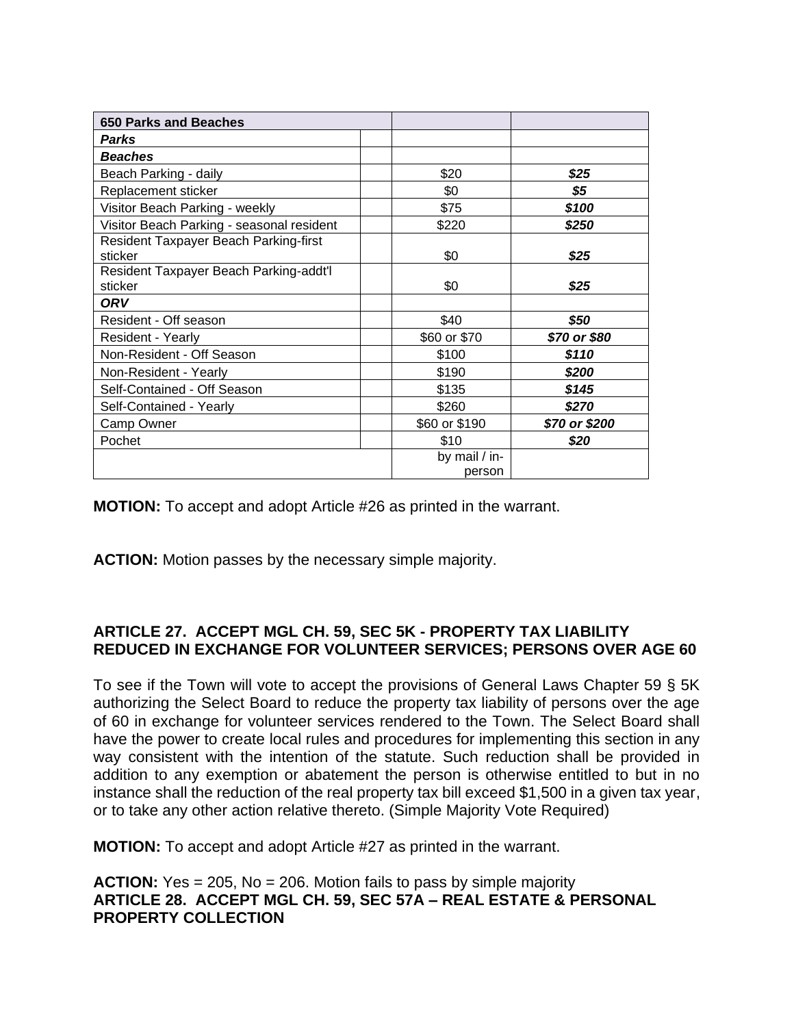| 650 Parks and Beaches | | | |
|---|---|---|---|
| ***Parks*** | | | |
| ***Beaches*** | | | |
| Beach Parking - daily | | $20 | ***$25*** |
| Replacement sticker | | $0 | ***$5*** |
| Visitor Beach Parking - weekly | | $75 | ***$100*** |
| Visitor Beach Parking - seasonal resident | | $220 | ***$250*** |
| Resident Taxpayer Beach Parking-first sticker | | $0 | ***$25*** |
| Resident Taxpayer Beach Parking-addt'l sticker | | $0 | ***$25*** |
| ***ORV*** | | | |
| Resident - Off season | | $40 | ***$50*** |
| Resident - Yearly | | $60 or $70 | ***$70 or $80*** |
| Non-Resident - Off Season | | $100 | ***$110*** |
| Non-Resident - Yearly | | $190 | ***$200*** |
| Self-Contained - Off Season | | $135 | ***$145*** |
| Self-Contained - Yearly | | $260 | ***$270*** |
| Camp Owner | | $60 or $190 | ***$70 or $200*** |
| Pochet | | $10 | ***$20*** |
| | | by mail / in-person | |

**MOTION:** To accept and adopt Article #26 as printed in the warrant.

**ACTION:** Motion passes by the necessary simple majority.

**ARTICLE 27. ACCEPT MGL CH. 59, SEC 5K - PROPERTY TAX LIABILITY REDUCED IN EXCHANGE FOR VOLUNTEER SERVICES; PERSONS OVER AGE 60**

To see if the Town will vote to accept the provisions of General Laws Chapter 59 § 5K authorizing the Select Board to reduce the property tax liability of persons over the age of 60 in exchange for volunteer services rendered to the Town. The Select Board shall have the power to create local rules and procedures for implementing this section in any way consistent with the intention of the statute. Such reduction shall be provided in addition to any exemption or abatement the person is otherwise entitled to but in no instance shall the reduction of the real property tax bill exceed $1,500 in a given tax year, or to take any other action relative thereto. (Simple Majority Vote Required)

**MOTION:** To accept and adopt Article #27 as printed in the warrant.

**ACTION:** Yes = 205, No = 206. Motion fails to pass by simple majority

**ARTICLE 28. ACCEPT MGL CH. 59, SEC 57A – REAL ESTATE & PERSONAL PROPERTY COLLECTION**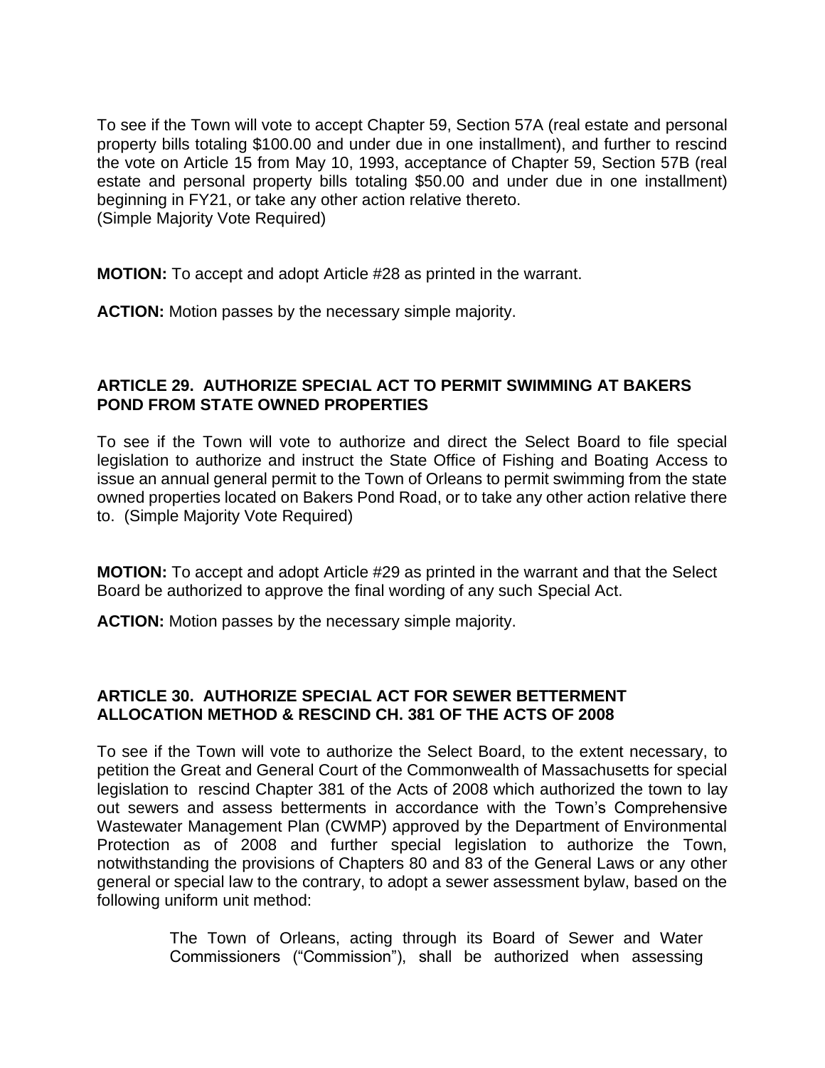To see if the Town will vote to accept Chapter 59, Section 57A (real estate and personal property bills totaling $100.00 and under due in one installment), and further to rescind the vote on Article 15 from May 10, 1993, acceptance of Chapter 59, Section 57B (real estate and personal property bills totaling $50.00 and under due in one installment) beginning in FY21, or take any other action relative thereto.
(Simple Majority Vote Required)

**MOTION:** To accept and adopt Article #28 as printed in the warrant.

**ACTION:** Motion passes by the necessary simple majority.

### ARTICLE 29. AUTHORIZE SPECIAL ACT TO PERMIT SWIMMING AT BAKERS POND FROM STATE OWNED PROPERTIES

To see if the Town will vote to authorize and direct the Select Board to file special legislation to authorize and instruct the State Office of Fishing and Boating Access to issue an annual general permit to the Town of Orleans to permit swimming from the state owned properties located on Bakers Pond Road, or to take any other action relative there to. (Simple Majority Vote Required)

**MOTION:** To accept and adopt Article #29 as printed in the warrant and that the Select Board be authorized to approve the final wording of any such Special Act.

**ACTION:** Motion passes by the necessary simple majority.

### ARTICLE 30. AUTHORIZE SPECIAL ACT FOR SEWER BETTERMENT ALLOCATION METHOD & RESCIND CH. 381 OF THE ACTS OF 2008

To see if the Town will vote to authorize the Select Board, to the extent necessary, to petition the Great and General Court of the Commonwealth of Massachusetts for special legislation to rescind Chapter 381 of the Acts of 2008 which authorized the town to lay out sewers and assess betterments in accordance with the Town's Comprehensive Wastewater Management Plan (CWMP) approved by the Department of Environmental Protection as of 2008 and further special legislation to authorize the Town, notwithstanding the provisions of Chapters 80 and 83 of the General Laws or any other general or special law to the contrary, to adopt a sewer assessment bylaw, based on the following uniform unit method:

> The Town of Orleans, acting through its Board of Sewer and Water Commissioners ("Commission"), shall be authorized when assessing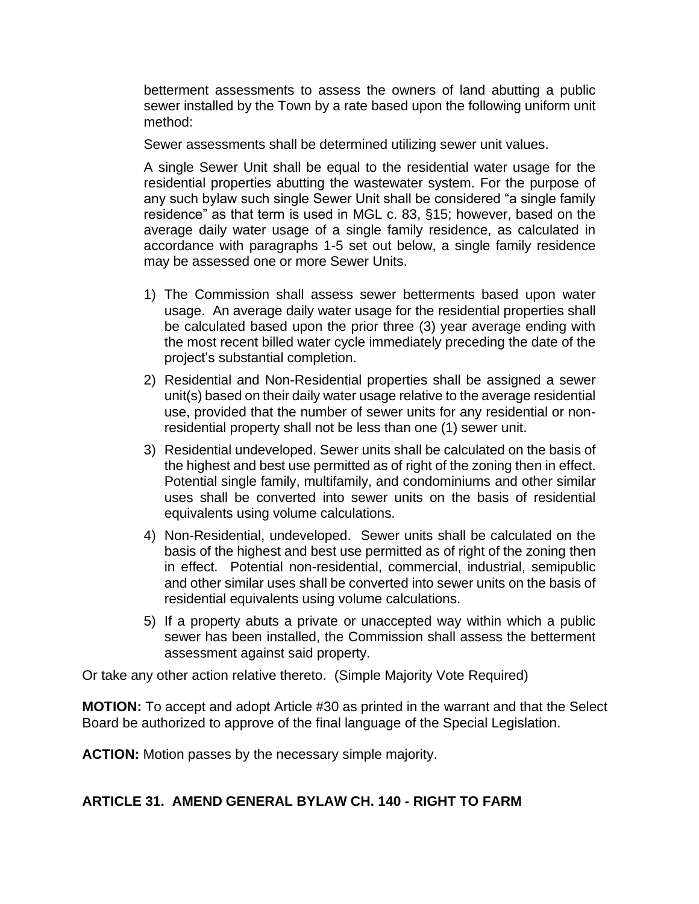betterment assessments to assess the owners of land abutting a public sewer installed by the Town by a rate based upon the following uniform unit method:

Sewer assessments shall be determined utilizing sewer unit values.

A single Sewer Unit shall be equal to the residential water usage for the residential properties abutting the wastewater system. For the purpose of any such bylaw such single Sewer Unit shall be considered "a single family residence" as that term is used in MGL c. 83, §15; however, based on the average daily water usage of a single family residence, as calculated in accordance with paragraphs 1-5 set out below, a single family residence may be assessed one or more Sewer Units.

1) The Commission shall assess sewer betterments based upon water usage. An average daily water usage for the residential properties shall be calculated based upon the prior three (3) year average ending with the most recent billed water cycle immediately preceding the date of the project's substantial completion.
2) Residential and Non-Residential properties shall be assigned a sewer unit(s) based on their daily water usage relative to the average residential use, provided that the number of sewer units for any residential or non-residential property shall not be less than one (1) sewer unit.
3) Residential undeveloped. Sewer units shall be calculated on the basis of the highest and best use permitted as of right of the zoning then in effect. Potential single family, multifamily, and condominiums and other similar uses shall be converted into sewer units on the basis of residential equivalents using volume calculations.
4) Non-Residential, undeveloped. Sewer units shall be calculated on the basis of the highest and best use permitted as of right of the zoning then in effect. Potential non-residential, commercial, industrial, semipublic and other similar uses shall be converted into sewer units on the basis of residential equivalents using volume calculations.
5) If a property abuts a private or unaccepted way within which a public sewer has been installed, the Commission shall assess the betterment assessment against said property.

Or take any other action relative thereto. (Simple Majority Vote Required)

**MOTION:** To accept and adopt Article #30 as printed in the warrant and that the Select Board be authorized to approve of the final language of the Special Legislation.

**ACTION:** Motion passes by the necessary simple majority.

## ARTICLE 31. AMEND GENERAL BYLAW CH. 140 - RIGHT TO FARM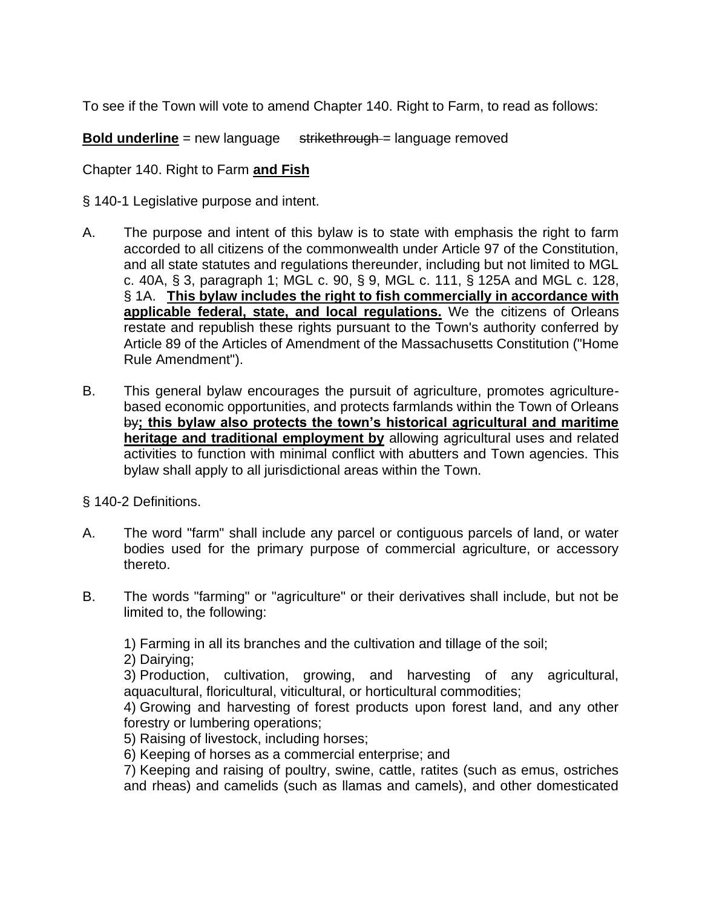To see if the Town will vote to amend Chapter 140. Right to Farm, to read as follows:

**<u>Bold underline</u>** = new language ~~strikethrough~~ = language removed

Chapter 140. Right to Farm **<u>and Fish</u>**

§ 140-1 Legislative purpose and intent.

A. The purpose and intent of this bylaw is to state with emphasis the right to farm accorded to all citizens of the commonwealth under Article 97 of the Constitution, and all state statutes and regulations thereunder, including but not limited to MGL c. 40A, § 3, paragraph 1; MGL c. 90, § 9, MGL c. 111, § 125A and MGL c. 128, § 1A. **<u>This bylaw includes the right to fish commercially in accordance with applicable federal, state, and local regulations.</u>** We the citizens of Orleans restate and republish these rights pursuant to the Town's authority conferred by Article 89 of the Articles of Amendment of the Massachusetts Constitution ("Home Rule Amendment").

B. This general bylaw encourages the pursuit of agriculture, promotes agriculture-based economic opportunities, and protects farmlands within the Town of Orleans ~~by~~**<u>; this bylaw also protects the town's historical agricultural and maritime heritage and traditional employment by</u>** allowing agricultural uses and related activities to function with minimal conflict with abutters and Town agencies. This bylaw shall apply to all jurisdictional areas within the Town.

§ 140-2 Definitions.

A. The word "farm" shall include any parcel or contiguous parcels of land, or water bodies used for the primary purpose of commercial agriculture, or accessory thereto.

B. The words "farming" or "agriculture" or their derivatives shall include, but not be limited to, the following:

1) Farming in all its branches and the cultivation and tillage of the soil;
2) Dairying;
3) Production, cultivation, growing, and harvesting of any agricultural, aquacultural, floricultural, viticultural, or horticultural commodities;
4) Growing and harvesting of forest products upon forest land, and any other forestry or lumbering operations;
5) Raising of livestock, including horses;
6) Keeping of horses as a commercial enterprise; and
7) Keeping and raising of poultry, swine, cattle, ratites (such as emus, ostriches and rheas) and camelids (such as llamas and camels), and other domesticated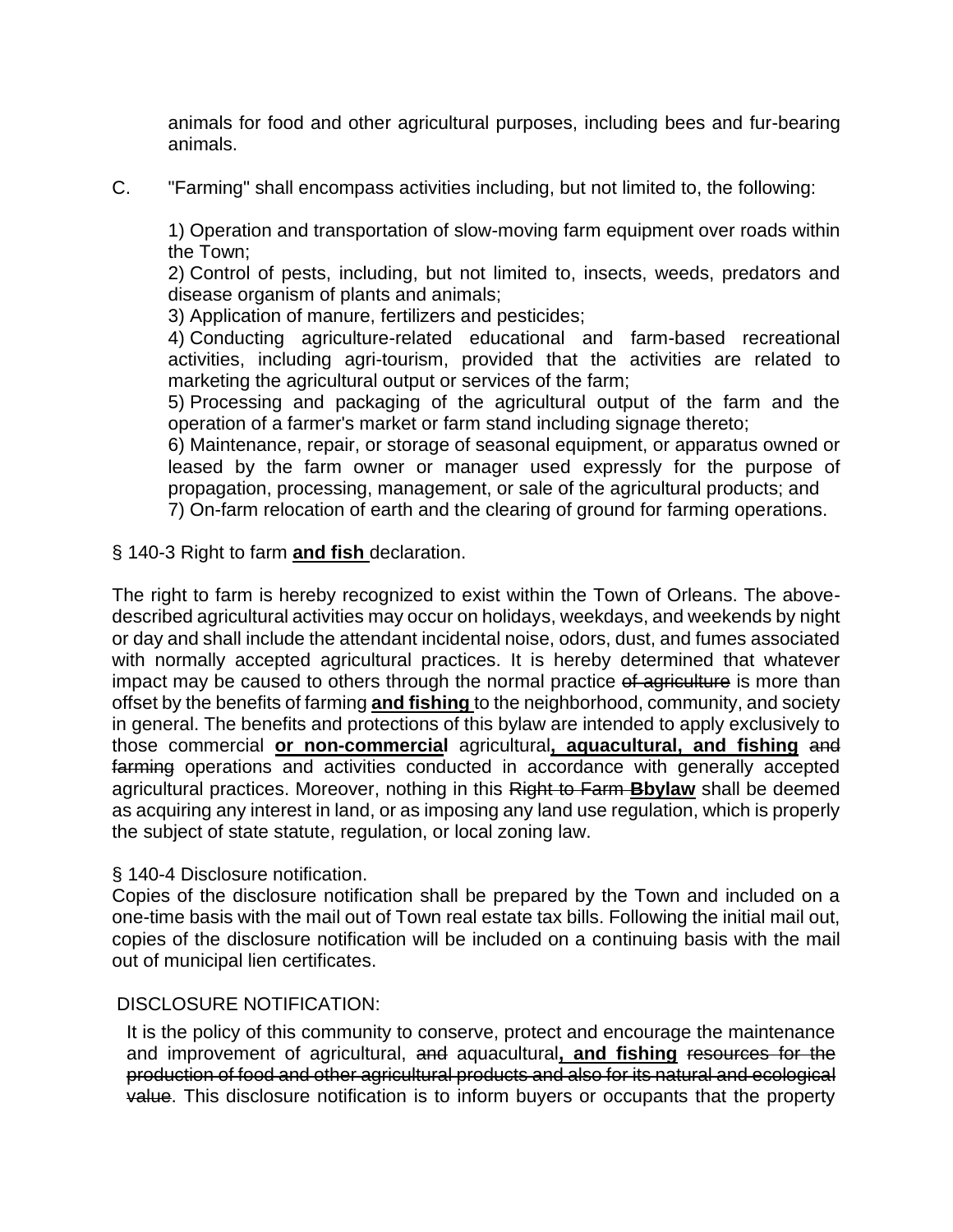animals for food and other agricultural purposes, including bees and fur-bearing animals.

C. "Farming" shall encompass activities including, but not limited to, the following:

1) Operation and transportation of slow-moving farm equipment over roads within the Town;
2) Control of pests, including, but not limited to, insects, weeds, predators and disease organism of plants and animals;
3) Application of manure, fertilizers and pesticides;
4) Conducting agriculture-related educational and farm-based recreational activities, including agri-tourism, provided that the activities are related to marketing the agricultural output or services of the farm;
5) Processing and packaging of the agricultural output of the farm and the operation of a farmer's market or farm stand including signage thereto;
6) Maintenance, repair, or storage of seasonal equipment, or apparatus owned or leased by the farm owner or manager used expressly for the purpose of propagation, processing, management, or sale of the agricultural products; and
7) On-farm relocation of earth and the clearing of ground for farming operations.

§ 140-3 Right to farm **and fish** declaration.

The right to farm is hereby recognized to exist within the Town of Orleans. The above-described agricultural activities may occur on holidays, weekdays, and weekends by night or day and shall include the attendant incidental noise, odors, dust, and fumes associated with normally accepted agricultural practices. It is hereby determined that whatever impact may be caused to others through the normal practice ~~of agriculture~~ is more than offset by the benefits of farming **and fishing** to the neighborhood, community, and society in general. The benefits and protections of this bylaw are intended to apply exclusively to those commercial **or non-commercial** agricultural**, aquacultural, and fishing** ~~and farming~~ operations and activities conducted in accordance with generally accepted agricultural practices. Moreover, nothing in this ~~Right to Farm B~~**Bbylaw** shall be deemed as acquiring any interest in land, or as imposing any land use regulation, which is properly the subject of state statute, regulation, or local zoning law.

§ 140-4 Disclosure notification.

Copies of the disclosure notification shall be prepared by the Town and included on a one-time basis with the mail out of Town real estate tax bills. Following the initial mail out, copies of the disclosure notification will be included on a continuing basis with the mail out of municipal lien certificates.

DISCLOSURE NOTIFICATION:

It is the policy of this community to conserve, protect and encourage the maintenance and improvement of agricultural, ~~and~~ aquacultural**, and fishing** ~~resources for the production of food and other agricultural products and also for its natural and ecological value~~. This disclosure notification is to inform buyers or occupants that the property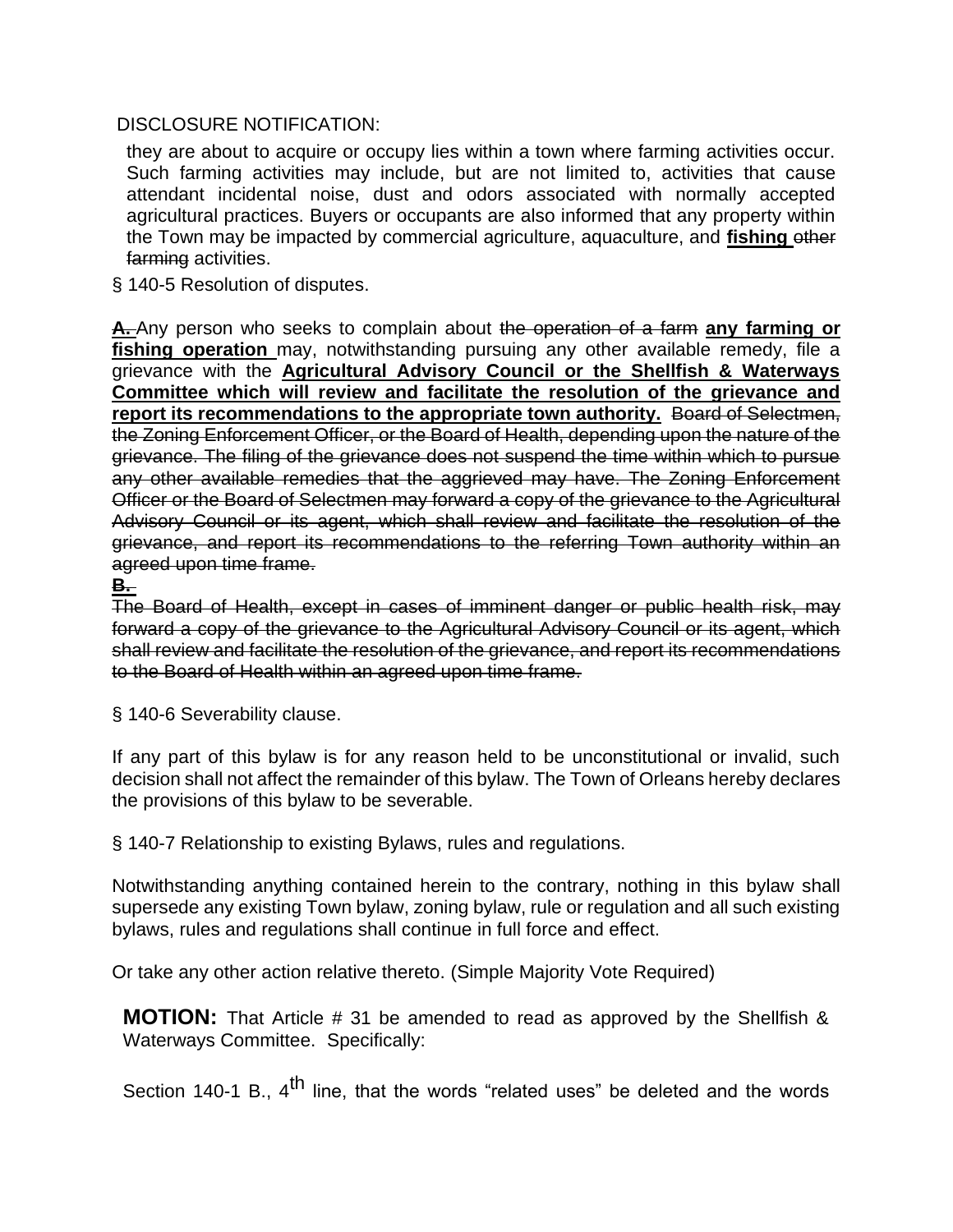DISCLOSURE NOTIFICATION:

they are about to acquire or occupy lies within a town where farming activities occur. Such farming activities may include, but are not limited to, activities that cause attendant incidental noise, dust and odors associated with normally accepted agricultural practices. Buyers or occupants are also informed that any property within the Town may be impacted by commercial agriculture, aquaculture, and **fishing** ~~other farming~~ activities.

§ 140-5 Resolution of disputes.

**A.** Any person who seeks to complain about ~~the operation of a farm~~ **any farming or fishing operation** may, notwithstanding pursuing any other available remedy, file a grievance with the **Agricultural Advisory Council or the Shellfish & Waterways Committee which will review and facilitate the resolution of the grievance and report its recommendations to the appropriate town authority.** ~~Board of Selectmen, the Zoning Enforcement Officer, or the Board of Health, depending upon the nature of the grievance. The filing of the grievance does not suspend the time within which to pursue any other available remedies that the aggrieved may have. The Zoning Enforcement Officer or the Board of Selectmen may forward a copy of the grievance to the Agricultural Advisory Council or its agent, which shall review and facilitate the resolution of the grievance, and report its recommendations to the referring Town authority within an agreed upon time frame.~~

~~**B.**~~

~~The Board of Health, except in cases of imminent danger or public health risk, may forward a copy of the grievance to the Agricultural Advisory Council or its agent, which shall review and facilitate the resolution of the grievance, and report its recommendations to the Board of Health within an agreed upon time frame.~~

§ 140-6 Severability clause.

If any part of this bylaw is for any reason held to be unconstitutional or invalid, such decision shall not affect the remainder of this bylaw. The Town of Orleans hereby declares the provisions of this bylaw to be severable.

§ 140-7 Relationship to existing Bylaws, rules and regulations.

Notwithstanding anything contained herein to the contrary, nothing in this bylaw shall supersede any existing Town bylaw, zoning bylaw, rule or regulation and all such existing bylaws, rules and regulations shall continue in full force and effect.

Or take any other action relative thereto. (Simple Majority Vote Required)

**MOTION:** That Article # 31 be amended to read as approved by the Shellfish & Waterways Committee. Specifically:

Section 140-1 B., 4th line, that the words "related uses" be deleted and the words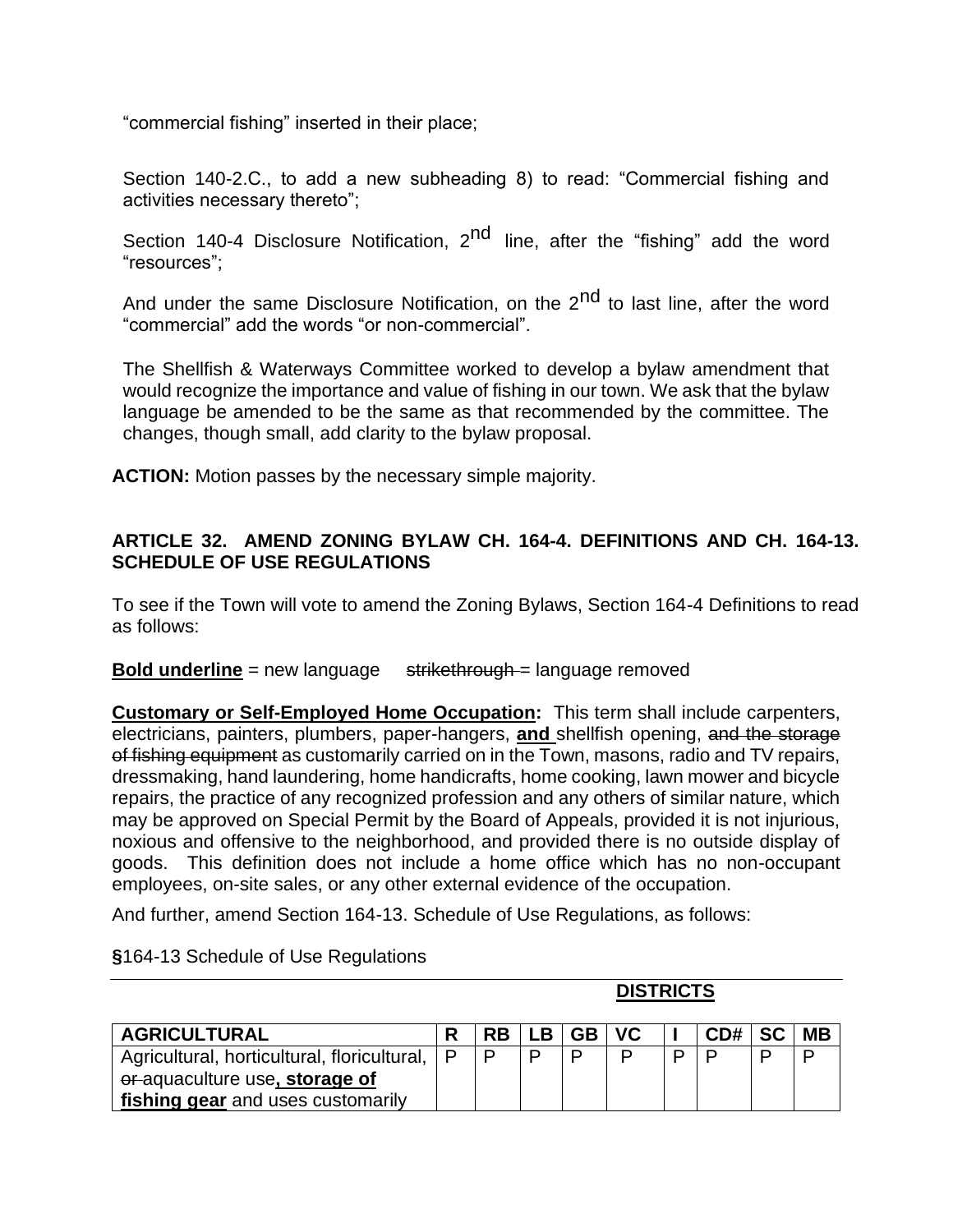"commercial fishing" inserted in their place;

Section 140-2.C., to add a new subheading 8) to read: "Commercial fishing and activities necessary thereto";

Section 140-4 Disclosure Notification, 2nd line, after the "fishing" add the word "resources";

And under the same Disclosure Notification, on the 2nd to last line, after the word "commercial" add the words "or non-commercial".

The Shellfish & Waterways Committee worked to develop a bylaw amendment that would recognize the importance and value of fishing in our town. We ask that the bylaw language be amended to be the same as that recommended by the committee. The changes, though small, add clarity to the bylaw proposal.

**ACTION:** Motion passes by the necessary simple majority.

## ARTICLE 32. AMEND ZONING BYLAW CH. 164-4. DEFINITIONS AND CH. 164-13. SCHEDULE OF USE REGULATIONS

To see if the Town will vote to amend the Zoning Bylaws, Section 164-4 Definitions to read as follows:

**Bold underline** = new language ~~strikethrough~~ = language removed

**Customary or Self-Employed Home Occupation:** This term shall include carpenters, electricians, painters, plumbers, paper-hangers, **and** shellfish opening, ~~and the storage of fishing equipment~~ as customarily carried on in the Town, masons, radio and TV repairs, dressmaking, hand laundering, home handicrafts, home cooking, lawn mower and bicycle repairs, the practice of any recognized profession and any others of similar nature, which may be approved on Special Permit by the Board of Appeals, provided it is not injurious, noxious and offensive to the neighborhood, and provided there is no outside display of goods. This definition does not include a home office which has no non-occupant employees, on-site sales, or any other external evidence of the occupation.

And further, amend Section 164-13. Schedule of Use Regulations, as follows:

§164-13 Schedule of Use Regulations

| | DISTRICTS | | | | | | | | |
|---|---|---|---|---|---|---|---|---|---|
| **AGRICULTURAL** | **R** | **RB** | **LB** | **GB** | **VC** | **I** | **CD#** | **SC** | **MB** |
| Agricultural, horticultural, floricultural, ~~or~~ aquaculture use**, storage of fishing gear** and uses customarily | P | P | P | P | P | P | P | P | P |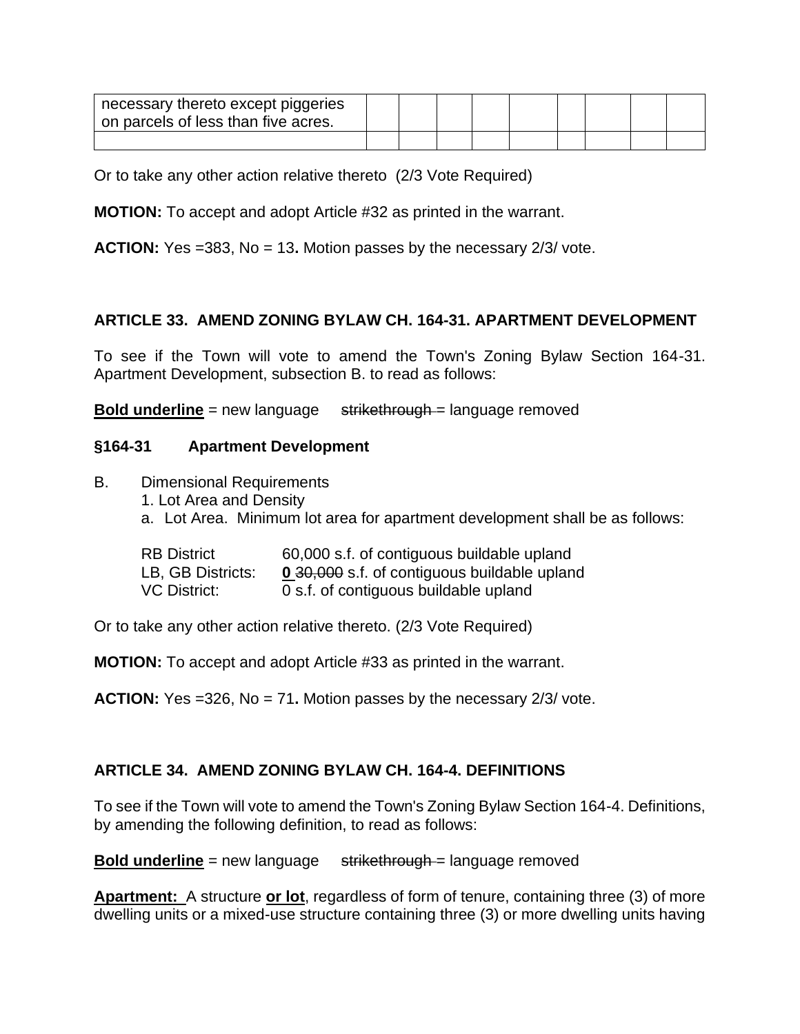| necessary thereto except piggeries on parcels of less than five acres. | | | | | | | | | |
|---|---|---|---|---|---|---|---|---|---|
| | | | | | | | | | |

Or to take any other action relative thereto (2/3 Vote Required)

**MOTION:** To accept and adopt Article #32 as printed in the warrant.

**ACTION:** Yes =383, No = 13**.** Motion passes by the necessary 2/3/ vote.

### ARTICLE 33. AMEND ZONING BYLAW CH. 164-31. APARTMENT DEVELOPMENT

To see if the Town will vote to amend the Town's Zoning Bylaw Section 164-31. Apartment Development, subsection B. to read as follows:

**Bold underline** = new language ~~strikethrough~~ = language removed

**§164-31 Apartment Development**

B. Dimensional Requirements
1. Lot Area and Density
a. Lot Area. Minimum lot area for apartment development shall be as follows:

| | |
|---|---|
| RB District | 60,000 s.f. of contiguous buildable upland |
| LB, GB Districts: | **0** ~~30,000~~ s.f. of contiguous buildable upland |
| VC District: | 0 s.f. of contiguous buildable upland |

Or to take any other action relative thereto. (2/3 Vote Required)

**MOTION:** To accept and adopt Article #33 as printed in the warrant.

**ACTION:** Yes =326, No = 71**.** Motion passes by the necessary 2/3/ vote.

### ARTICLE 34. AMEND ZONING BYLAW CH. 164-4. DEFINITIONS

To see if the Town will vote to amend the Town's Zoning Bylaw Section 164-4. Definitions, by amending the following definition, to read as follows:

**Bold underline** = new language ~~strikethrough~~ = language removed

**Apartment:** A structure **or lot**, regardless of form of tenure, containing three (3) of more dwelling units or a mixed-use structure containing three (3) or more dwelling units having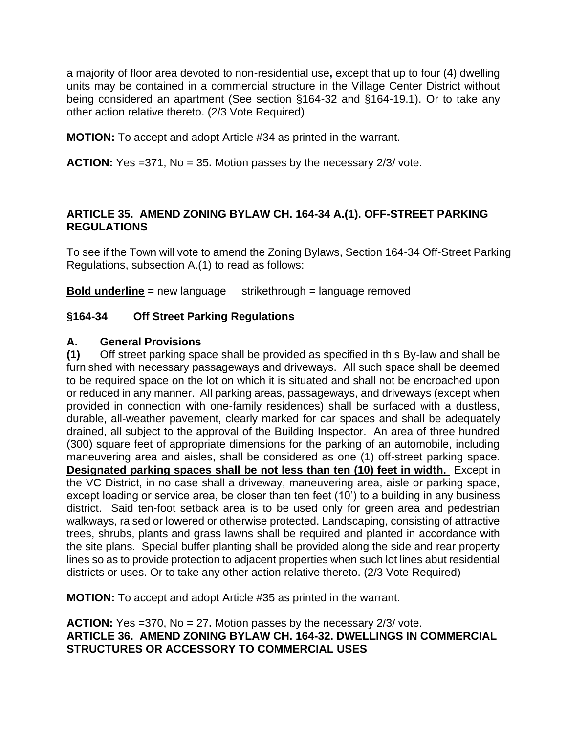a majority of floor area devoted to non-residential use**,** except that up to four (4) dwelling units may be contained in a commercial structure in the Village Center District without being considered an apartment (See section §164-32 and §164-19.1). Or to take any other action relative thereto. (2/3 Vote Required)

**MOTION:** To accept and adopt Article #34 as printed in the warrant.

**ACTION:** Yes =371, No = 35**.** Motion passes by the necessary 2/3/ vote.

## ARTICLE 35. AMEND ZONING BYLAW CH. 164-34 A.(1). OFF-STREET PARKING REGULATIONS

To see if the Town will vote to amend the Zoning Bylaws, Section 164-34 Off-Street Parking Regulations, subsection A.(1) to read as follows:

**<u>Bold underline</u>** = new language ~~strikethrough~~ = language removed

### §164-34 Off Street Parking Regulations

**A. General Provisions**

**(1)** Off street parking space shall be provided as specified in this By-law and shall be furnished with necessary passageways and driveways. All such space shall be deemed to be required space on the lot on which it is situated and shall not be encroached upon or reduced in any manner. All parking areas, passageways, and driveways (except when provided in connection with one-family residences) shall be surfaced with a dustless, durable, all-weather pavement, clearly marked for car spaces and shall be adequately drained, all subject to the approval of the Building Inspector. An area of three hundred (300) square feet of appropriate dimensions for the parking of an automobile, including maneuvering area and aisles, shall be considered as one (1) off-street parking space. **<u>Designated parking spaces shall be not less than ten (10) feet in width.</u>** Except in the VC District, in no case shall a driveway, maneuvering area, aisle or parking space, except loading or service area, be closer than ten feet (10') to a building in any business district. Said ten-foot setback area is to be used only for green area and pedestrian walkways, raised or lowered or otherwise protected. Landscaping, consisting of attractive trees, shrubs, plants and grass lawns shall be required and planted in accordance with the site plans. Special buffer planting shall be provided along the side and rear property lines so as to provide protection to adjacent properties when such lot lines abut residential districts or uses. Or to take any other action relative thereto. (2/3 Vote Required)

**MOTION:** To accept and adopt Article #35 as printed in the warrant.

**ACTION:** Yes =370, No = 27**.** Motion passes by the necessary 2/3/ vote.

## ARTICLE 36. AMEND ZONING BYLAW CH. 164-32. DWELLINGS IN COMMERCIAL STRUCTURES OR ACCESSORY TO COMMERCIAL USES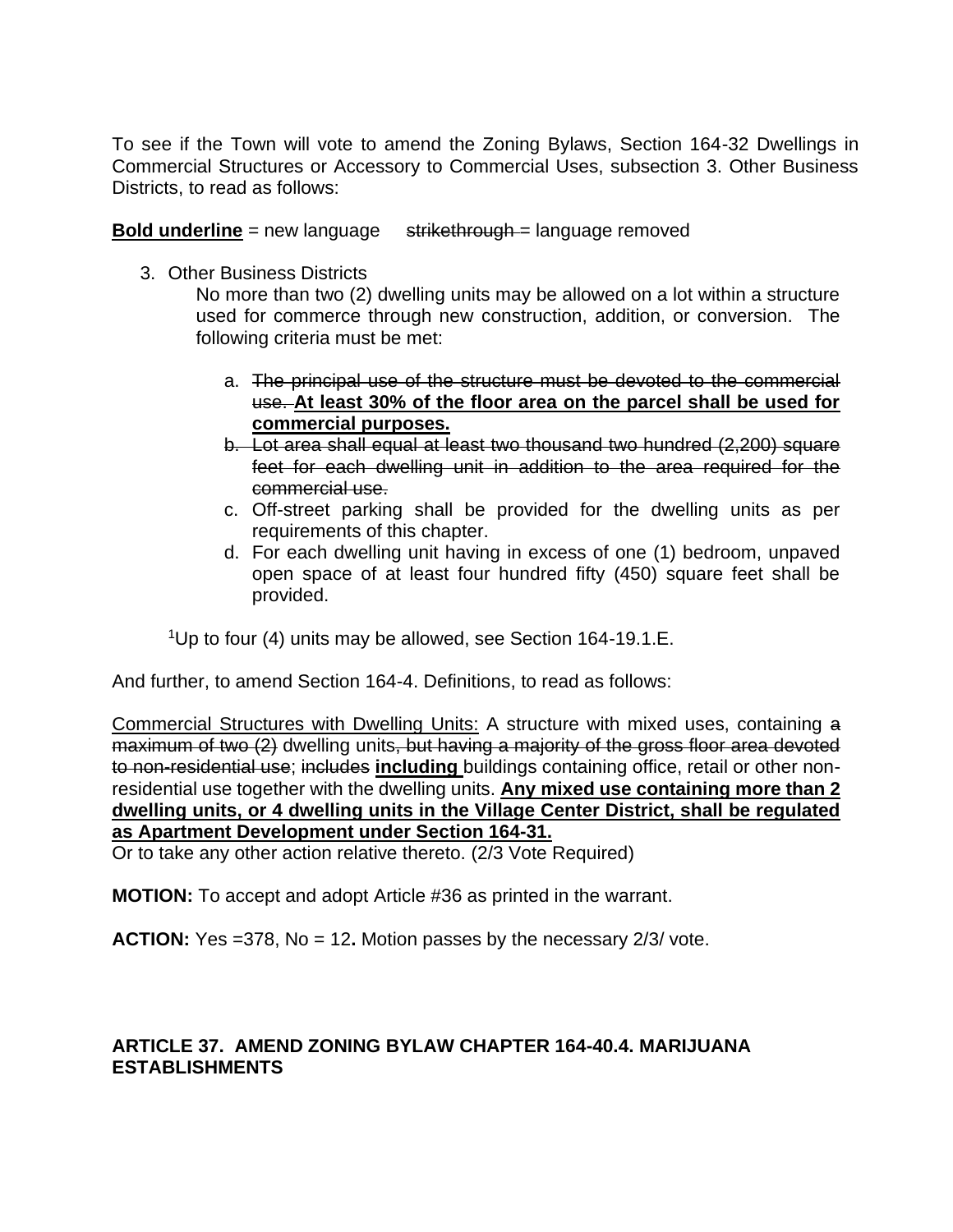To see if the Town will vote to amend the Zoning Bylaws, Section 164-32 Dwellings in Commercial Structures or Accessory to Commercial Uses, subsection 3. Other Business Districts, to read as follows:

**<u>Bold underline</u>** = new language ~~strikethrough~~ = language removed

3. Other Business Districts

   No more than two (2) dwelling units may be allowed on a lot within a structure used for commerce through new construction, addition, or conversion. The following criteria must be met:

   a. ~~The principal use of the structure must be devoted to the commercial use.~~ **<u>At least 30% of the floor area on the parcel shall be used for commercial purposes.</u>**
   b. ~~Lot area shall equal at least two thousand two hundred (2,200) square feet for each dwelling unit in addition to the area required for the commercial use.~~
   c. Off-street parking shall be provided for the dwelling units as per requirements of this chapter.
   d. For each dwelling unit having in excess of one (1) bedroom, unpaved open space of at least four hundred fifty (450) square feet shall be provided.

[1]Up to four (4) units may be allowed, see Section 164-19.1.E.

And further, to amend Section 164-4. Definitions, to read as follows:

<u>Commercial Structures with Dwelling Units:</u> A structure with mixed uses, containing ~~a maximum of two (2)~~ dwelling units~~, but having a majority of the gross floor area devoted to non-residential use~~; ~~includes~~ **<u>including</u>** buildings containing office, retail or other non-residential use together with the dwelling units. **<u>Any mixed use containing more than 2 dwelling units, or 4 dwelling units in the Village Center District, shall be regulated as Apartment Development under Section 164-31.</u>**

Or to take any other action relative thereto. (2/3 Vote Required)

**MOTION:** To accept and adopt Article #36 as printed in the warrant.

**ACTION:** Yes =378, No = 12**.** Motion passes by the necessary 2/3/ vote.

## ARTICLE 37. AMEND ZONING BYLAW CHAPTER 164-40.4. MARIJUANA ESTABLISHMENTS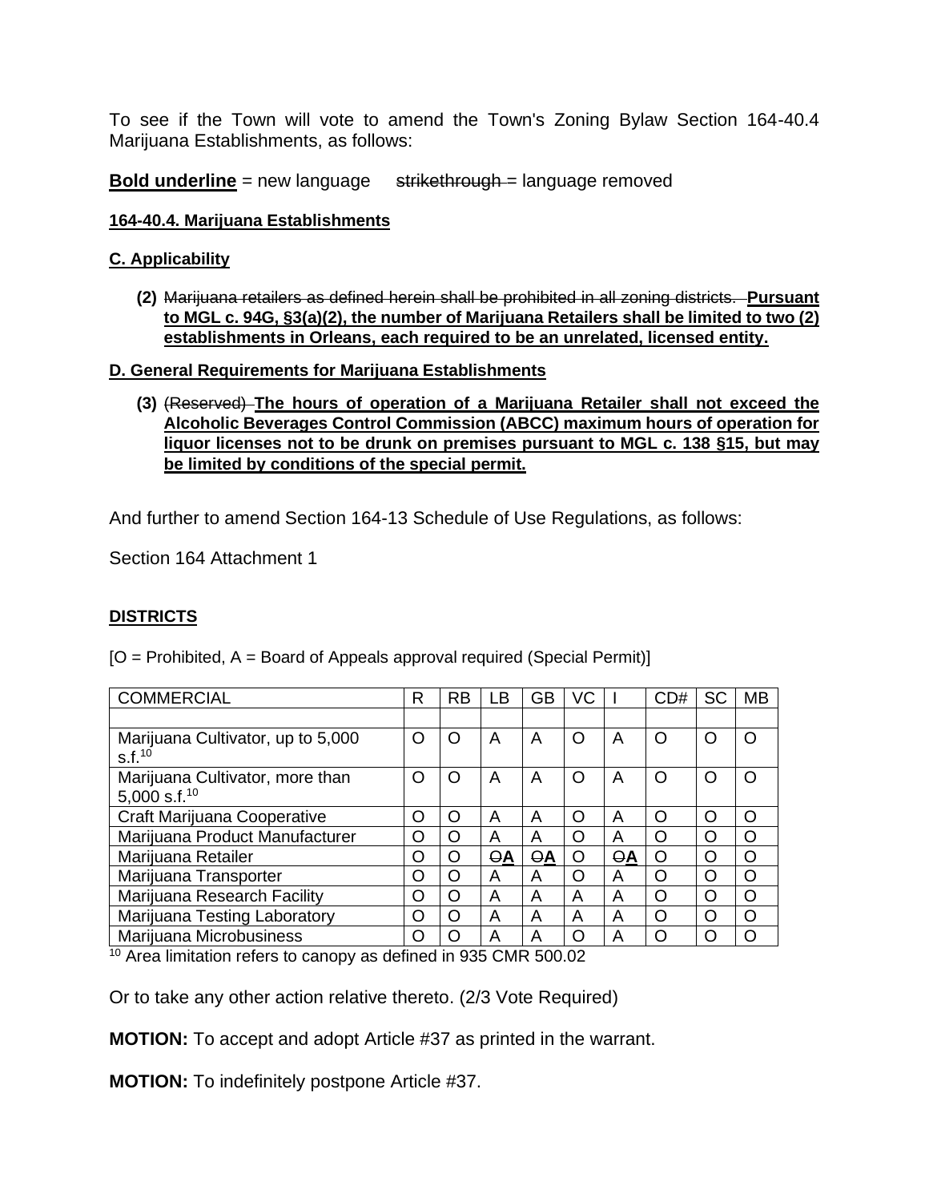To see if the Town will vote to amend the Town's Zoning Bylaw Section 164-40.4 Marijuana Establishments, as follows:

**Bold underline** = new language ~~strikethrough~~ = language removed

**164-40.4. Marijuana Establishments**

**C. Applicability**

**(2)** ~~Marijuana retailers as defined herein shall be prohibited in all zoning districts.~~ **Pursuant to MGL c. 94G, §3(a)(2), the number of Marijuana Retailers shall be limited to two (2) establishments in Orleans, each required to be an unrelated, licensed entity.**

**D. General Requirements for Marijuana Establishments**

**(3)** ~~(Reserved)~~ **The hours of operation of a Marijuana Retailer shall not exceed the Alcoholic Beverages Control Commission (ABCC) maximum hours of operation for liquor licenses not to be drunk on premises pursuant to MGL c. 138 §15, but may be limited by conditions of the special permit.**

And further to amend Section 164-13 Schedule of Use Regulations, as follows:

Section 164 Attachment 1

**DISTRICTS**

[O = Prohibited, A = Board of Appeals approval required (Special Permit)]

| COMMERCIAL | R | RB | LB | GB | VC | I | CD# | SC | MB |
|---|---|---|---|---|---|---|---|---|---|
| | | | | | | | | | |
| Marijuana Cultivator, up to 5,000 s.f.[10] | O | O | A | A | O | A | O | O | O |
| Marijuana Cultivator, more than 5,000 s.f.[10] | O | O | A | A | O | A | O | O | O |
| Craft Marijuana Cooperative | O | O | A | A | O | A | O | O | O |
| Marijuana Product Manufacturer | O | O | A | A | O | A | O | O | O |
| Marijuana Retailer | O | O | ~~O~~**A** | ~~O~~**A** | O | ~~O~~**A** | O | O | O |
| Marijuana Transporter | O | O | A | A | O | A | O | O | O |
| Marijuana Research Facility | O | O | A | A | A | A | O | O | O |
| Marijuana Testing Laboratory | O | O | A | A | A | A | O | O | O |
| Marijuana Microbusiness | O | O | A | A | O | A | O | O | O |

[10] Area limitation refers to canopy as defined in 935 CMR 500.02

Or to take any other action relative thereto. (2/3 Vote Required)

**MOTION:** To accept and adopt Article #37 as printed in the warrant.

**MOTION:** To indefinitely postpone Article #37.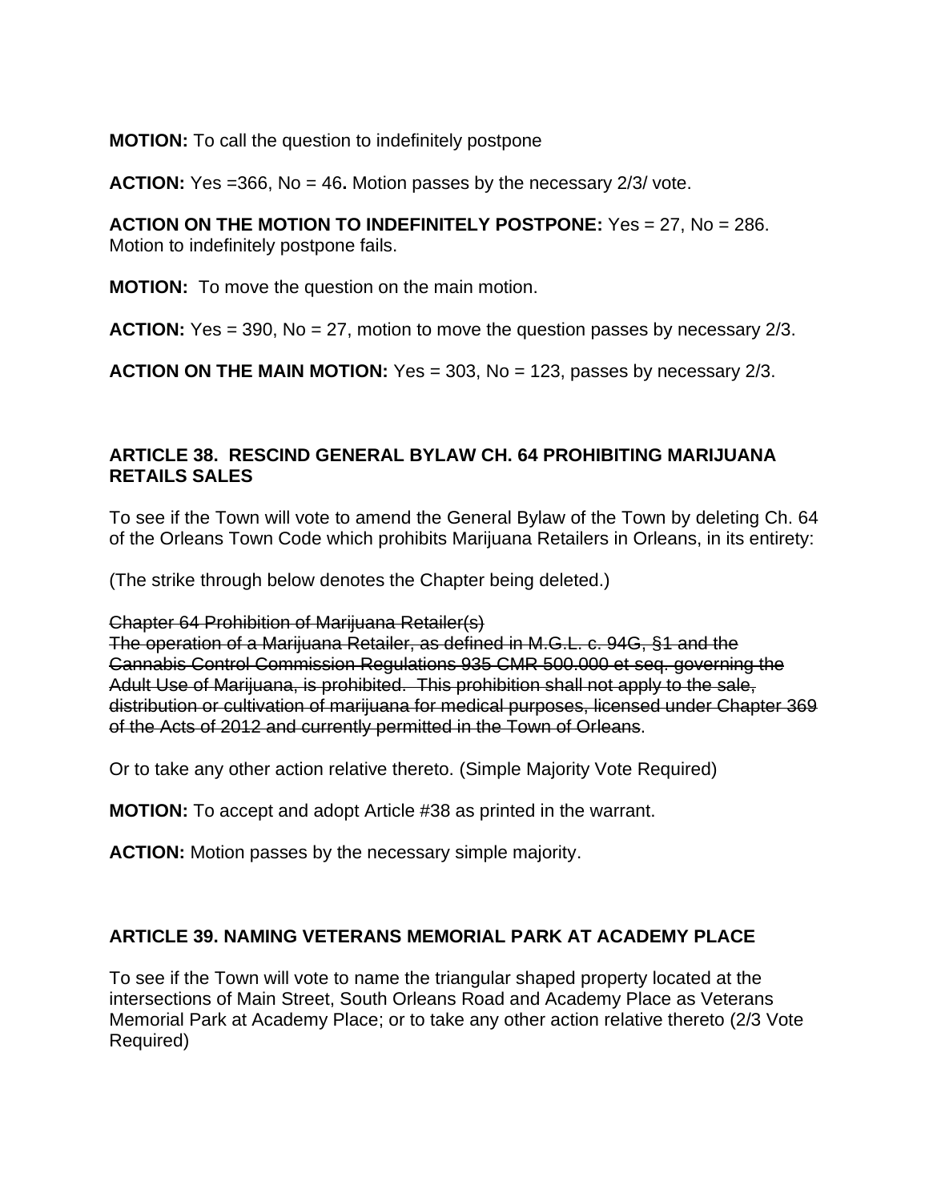**MOTION:** To call the question to indefinitely postpone

**ACTION:** Yes =366, No = 46**.** Motion passes by the necessary 2/3/ vote.

**ACTION ON THE MOTION TO INDEFINITELY POSTPONE:** Yes = 27, No = 286. Motion to indefinitely postpone fails.

**MOTION:** To move the question on the main motion.

**ACTION:** Yes = 390, No = 27, motion to move the question passes by necessary 2/3.

**ACTION ON THE MAIN MOTION:** Yes = 303, No = 123, passes by necessary 2/3.

### ARTICLE 38. RESCIND GENERAL BYLAW CH. 64 PROHIBITING MARIJUANA RETAILS SALES

To see if the Town will vote to amend the General Bylaw of the Town by deleting Ch. 64 of the Orleans Town Code which prohibits Marijuana Retailers in Orleans, in its entirety:

(The strike through below denotes the Chapter being deleted.)

~~Chapter 64 Prohibition of Marijuana Retailer(s)~~
~~The operation of a Marijuana Retailer, as defined in M.G.L. c. 94G, §1 and the Cannabis Control Commission Regulations 935 CMR 500.000 et seq. governing the Adult Use of Marijuana, is prohibited. This prohibition shall not apply to the sale, distribution or cultivation of marijuana for medical purposes, licensed under Chapter 369 of the Acts of 2012 and currently permitted in the Town of Orleans~~.

Or to take any other action relative thereto. (Simple Majority Vote Required)

**MOTION:** To accept and adopt Article #38 as printed in the warrant.

**ACTION:** Motion passes by the necessary simple majority.

### ARTICLE 39. NAMING VETERANS MEMORIAL PARK AT ACADEMY PLACE

To see if the Town will vote to name the triangular shaped property located at the intersections of Main Street, South Orleans Road and Academy Place as Veterans Memorial Park at Academy Place; or to take any other action relative thereto (2/3 Vote Required)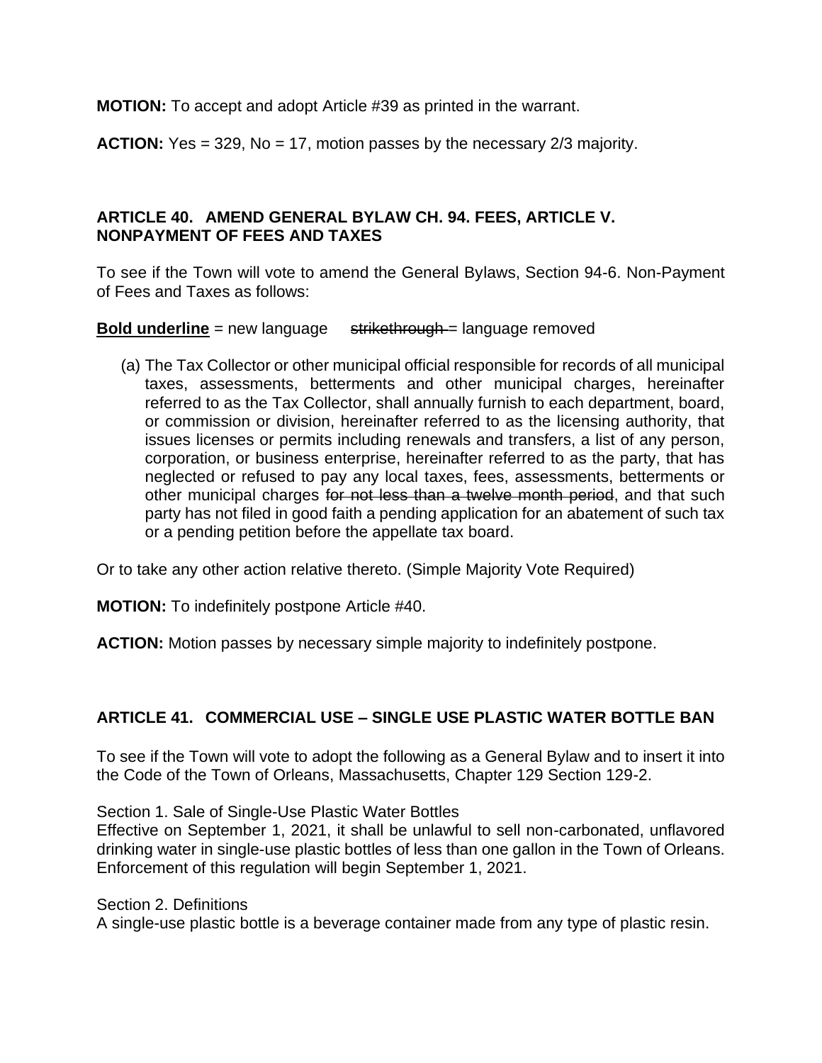**MOTION:** To accept and adopt Article #39 as printed in the warrant.

**ACTION:** Yes = 329, No = 17, motion passes by the necessary 2/3 majority.

## ARTICLE 40. AMEND GENERAL BYLAW CH. 94. FEES, ARTICLE V. NONPAYMENT OF FEES AND TAXES

To see if the Town will vote to amend the General Bylaws, Section 94-6. Non-Payment of Fees and Taxes as follows:

**Bold underline** = new language ~~strikethrough~~ = language removed

(a) The Tax Collector or other municipal official responsible for records of all municipal taxes, assessments, betterments and other municipal charges, hereinafter referred to as the Tax Collector, shall annually furnish to each department, board, or commission or division, hereinafter referred to as the licensing authority, that issues licenses or permits including renewals and transfers, a list of any person, corporation, or business enterprise, hereinafter referred to as the party, that has neglected or refused to pay any local taxes, fees, assessments, betterments or other municipal charges ~~for not less than a twelve month period~~, and that such party has not filed in good faith a pending application for an abatement of such tax or a pending petition before the appellate tax board.

Or to take any other action relative thereto. (Simple Majority Vote Required)

**MOTION:** To indefinitely postpone Article #40.

**ACTION:** Motion passes by necessary simple majority to indefinitely postpone.

## ARTICLE 41. COMMERCIAL USE – SINGLE USE PLASTIC WATER BOTTLE BAN

To see if the Town will vote to adopt the following as a General Bylaw and to insert it into the Code of the Town of Orleans, Massachusetts, Chapter 129 Section 129-2.

Section 1. Sale of Single-Use Plastic Water Bottles
Effective on September 1, 2021, it shall be unlawful to sell non-carbonated, unflavored drinking water in single-use plastic bottles of less than one gallon in the Town of Orleans. Enforcement of this regulation will begin September 1, 2021.

Section 2. Definitions
A single-use plastic bottle is a beverage container made from any type of plastic resin.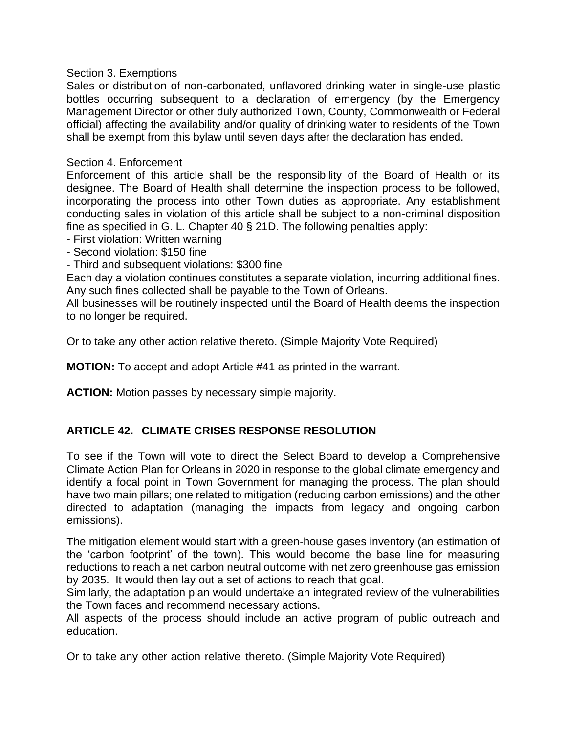Section 3. Exemptions

Sales or distribution of non-carbonated, unflavored drinking water in single-use plastic bottles occurring subsequent to a declaration of emergency (by the Emergency Management Director or other duly authorized Town, County, Commonwealth or Federal official) affecting the availability and/or quality of drinking water to residents of the Town shall be exempt from this bylaw until seven days after the declaration has ended.

Section 4. Enforcement

Enforcement of this article shall be the responsibility of the Board of Health or its designee. The Board of Health shall determine the inspection process to be followed, incorporating the process into other Town duties as appropriate. Any establishment conducting sales in violation of this article shall be subject to a non-criminal disposition fine as specified in G. L. Chapter 40 § 21D. The following penalties apply:

- First violation: Written warning
- Second violation: $150 fine
- Third and subsequent violations: $300 fine

Each day a violation continues constitutes a separate violation, incurring additional fines. Any such fines collected shall be payable to the Town of Orleans.

All businesses will be routinely inspected until the Board of Health deems the inspection to no longer be required.

Or to take any other action relative thereto. (Simple Majority Vote Required)

**MOTION:** To accept and adopt Article #41 as printed in the warrant.

**ACTION:** Motion passes by necessary simple majority.

## ARTICLE 42. CLIMATE CRISES RESPONSE RESOLUTION

To see if the Town will vote to direct the Select Board to develop a Comprehensive Climate Action Plan for Orleans in 2020 in response to the global climate emergency and identify a focal point in Town Government for managing the process. The plan should have two main pillars; one related to mitigation (reducing carbon emissions) and the other directed to adaptation (managing the impacts from legacy and ongoing carbon emissions).

The mitigation element would start with a green-house gases inventory (an estimation of the 'carbon footprint' of the town). This would become the base line for measuring reductions to reach a net carbon neutral outcome with net zero greenhouse gas emission by 2035. It would then lay out a set of actions to reach that goal.

Similarly, the adaptation plan would undertake an integrated review of the vulnerabilities the Town faces and recommend necessary actions.

All aspects of the process should include an active program of public outreach and education.

Or to take any other action relative thereto. (Simple Majority Vote Required)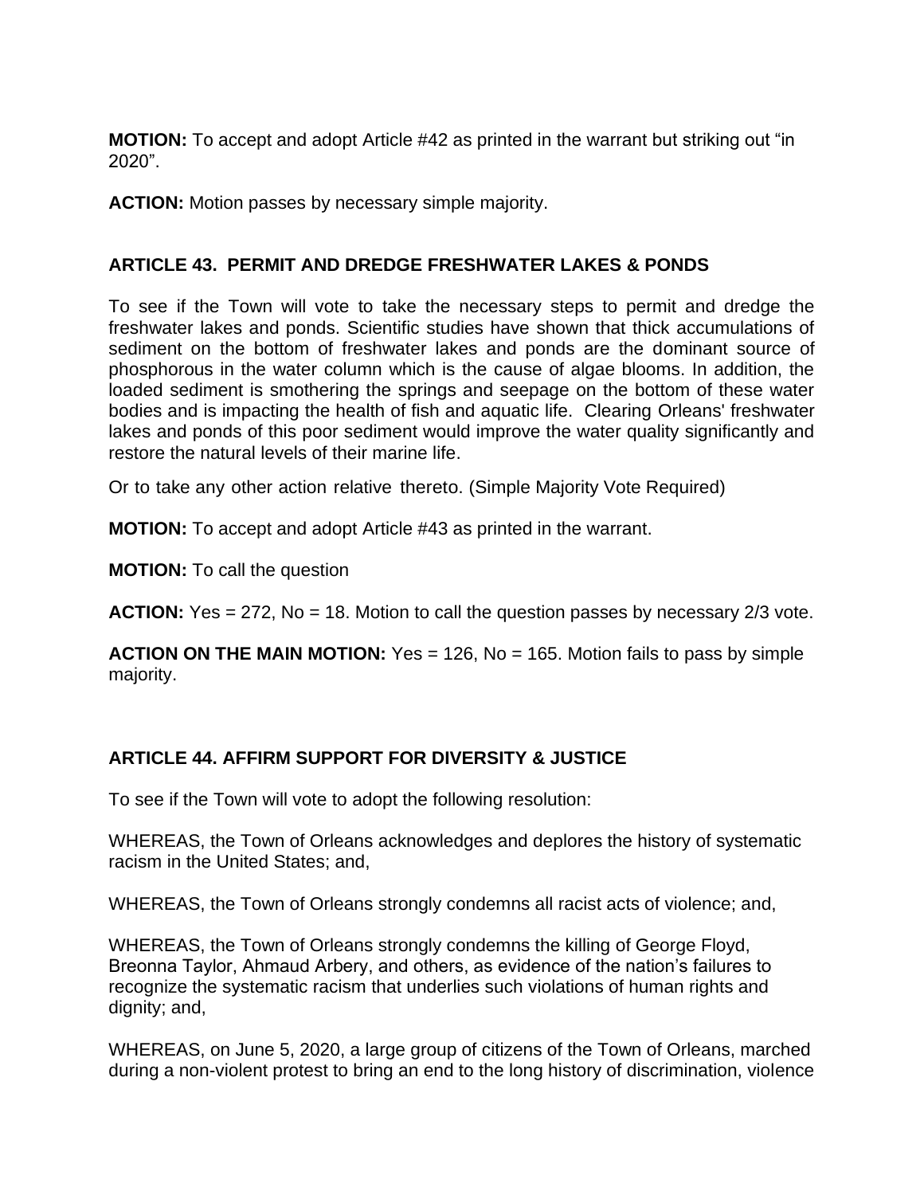**MOTION:** To accept and adopt Article #42 as printed in the warrant but striking out "in 2020".

**ACTION:** Motion passes by necessary simple majority.

### ARTICLE 43. PERMIT AND DREDGE FRESHWATER LAKES & PONDS

To see if the Town will vote to take the necessary steps to permit and dredge the freshwater lakes and ponds. Scientific studies have shown that thick accumulations of sediment on the bottom of freshwater lakes and ponds are the dominant source of phosphorous in the water column which is the cause of algae blooms. In addition, the loaded sediment is smothering the springs and seepage on the bottom of these water bodies and is impacting the health of fish and aquatic life. Clearing Orleans' freshwater lakes and ponds of this poor sediment would improve the water quality significantly and restore the natural levels of their marine life.

Or to take any other action relative thereto. (Simple Majority Vote Required)

**MOTION:** To accept and adopt Article #43 as printed in the warrant.

**MOTION:** To call the question

**ACTION:** Yes = 272, No = 18. Motion to call the question passes by necessary 2/3 vote.

**ACTION ON THE MAIN MOTION:** Yes = 126, No = 165. Motion fails to pass by simple majority.

### ARTICLE 44. AFFIRM SUPPORT FOR DIVERSITY & JUSTICE

To see if the Town will vote to adopt the following resolution:

WHEREAS, the Town of Orleans acknowledges and deplores the history of systematic racism in the United States; and,

WHEREAS, the Town of Orleans strongly condemns all racist acts of violence; and,

WHEREAS, the Town of Orleans strongly condemns the killing of George Floyd, Breonna Taylor, Ahmaud Arbery, and others, as evidence of the nation's failures to recognize the systematic racism that underlies such violations of human rights and dignity; and,

WHEREAS, on June 5, 2020, a large group of citizens of the Town of Orleans, marched during a non-violent protest to bring an end to the long history of discrimination, violence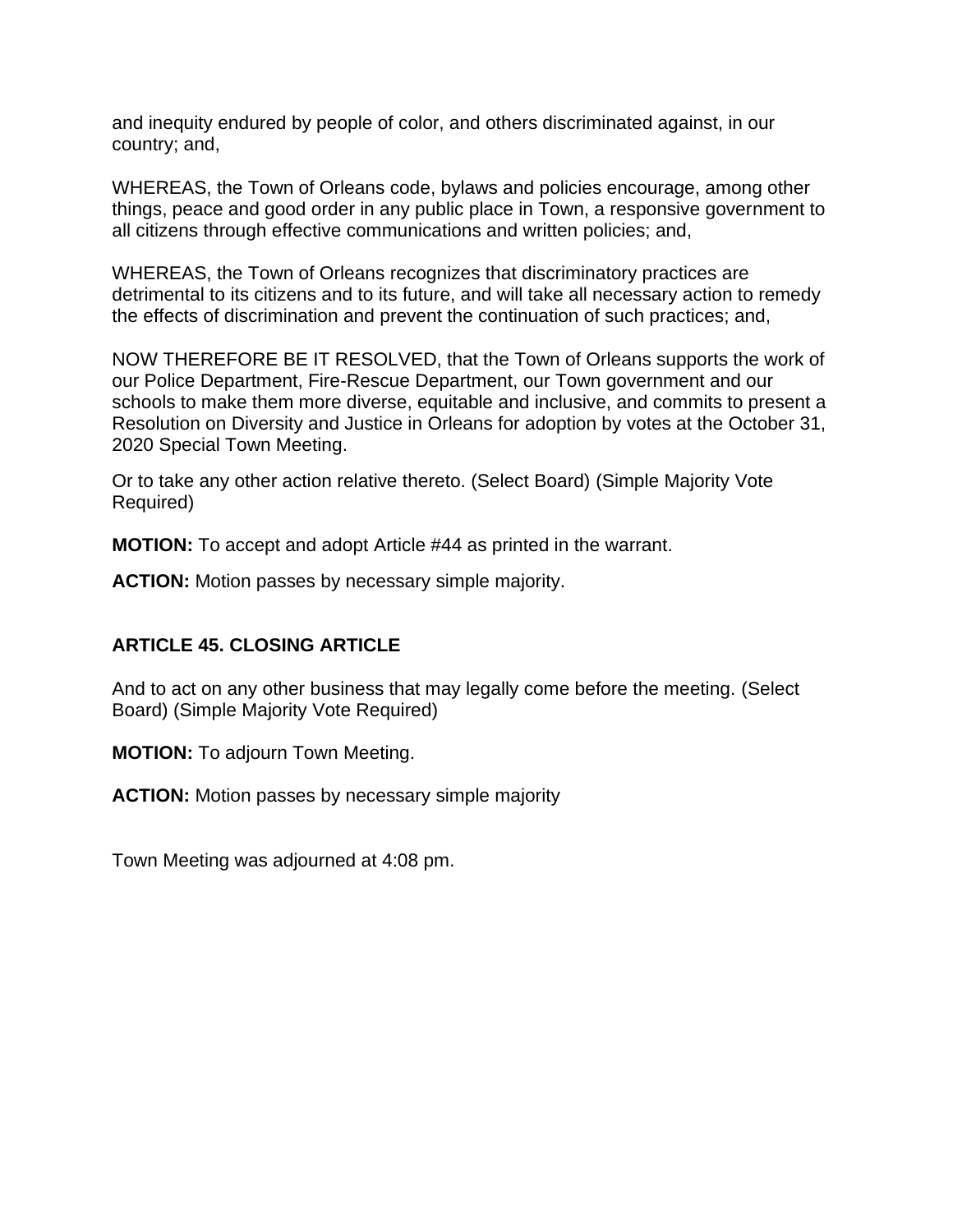and inequity endured by people of color, and others discriminated against, in our country; and,

WHEREAS, the Town of Orleans code, bylaws and policies encourage, among other things, peace and good order in any public place in Town, a responsive government to all citizens through effective communications and written policies; and,

WHEREAS, the Town of Orleans recognizes that discriminatory practices are detrimental to its citizens and to its future, and will take all necessary action to remedy the effects of discrimination and prevent the continuation of such practices; and,

NOW THEREFORE BE IT RESOLVED, that the Town of Orleans supports the work of our Police Department, Fire-Rescue Department, our Town government and our schools to make them more diverse, equitable and inclusive, and commits to present a Resolution on Diversity and Justice in Orleans for adoption by votes at the October 31, 2020 Special Town Meeting.

Or to take any other action relative thereto. (Select Board) (Simple Majority Vote Required)

**MOTION:** To accept and adopt Article #44 as printed in the warrant.

**ACTION:** Motion passes by necessary simple majority.

### ARTICLE 45. CLOSING ARTICLE

And to act on any other business that may legally come before the meeting. (Select Board) (Simple Majority Vote Required)

**MOTION:** To adjourn Town Meeting.

**ACTION:** Motion passes by necessary simple majority

Town Meeting was adjourned at 4:08 pm.